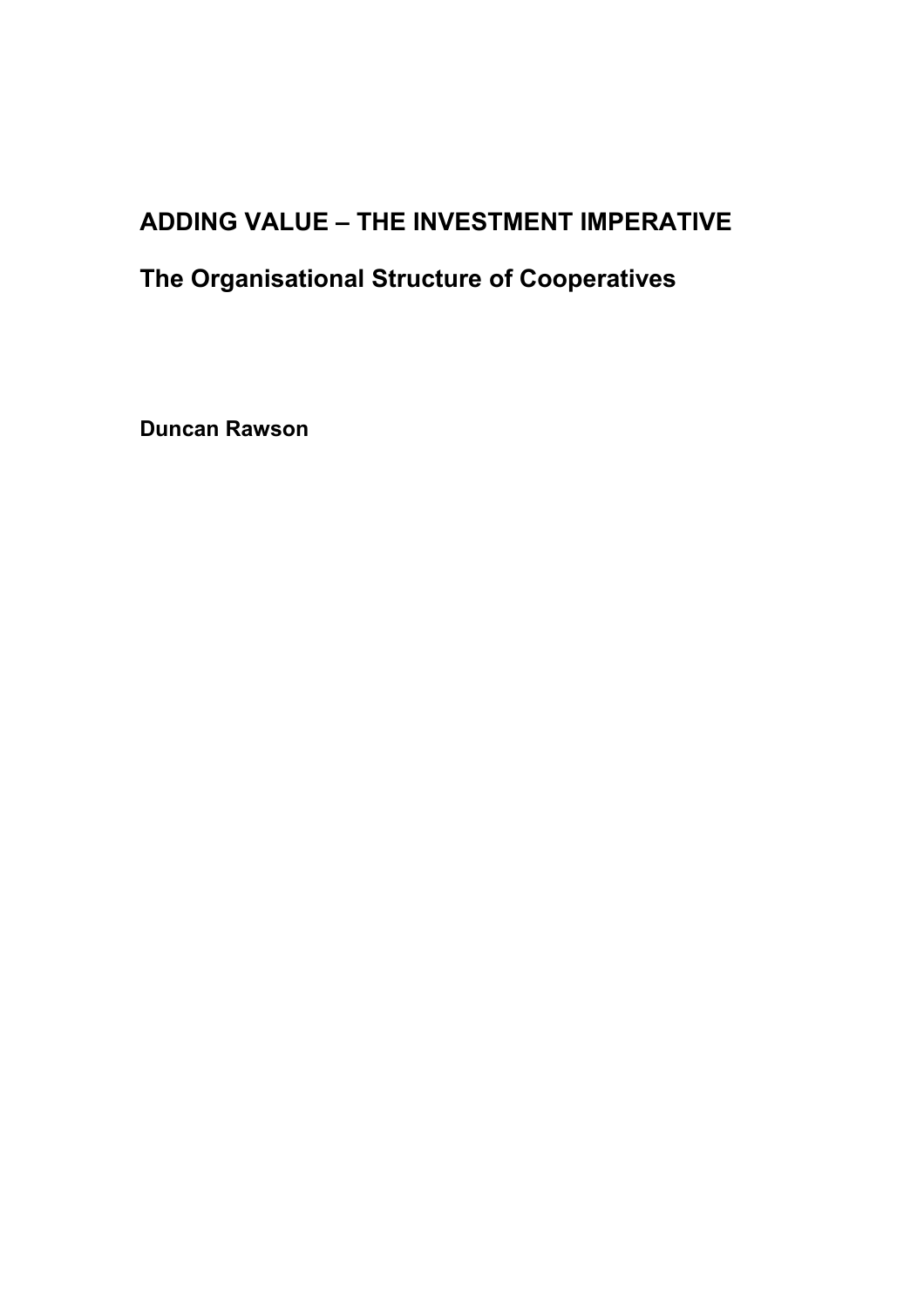# ADDING VALUE – THE INVESTMENT IMPERATIVE

## The Organisational Structure of Cooperatives

**Duncan Rawson**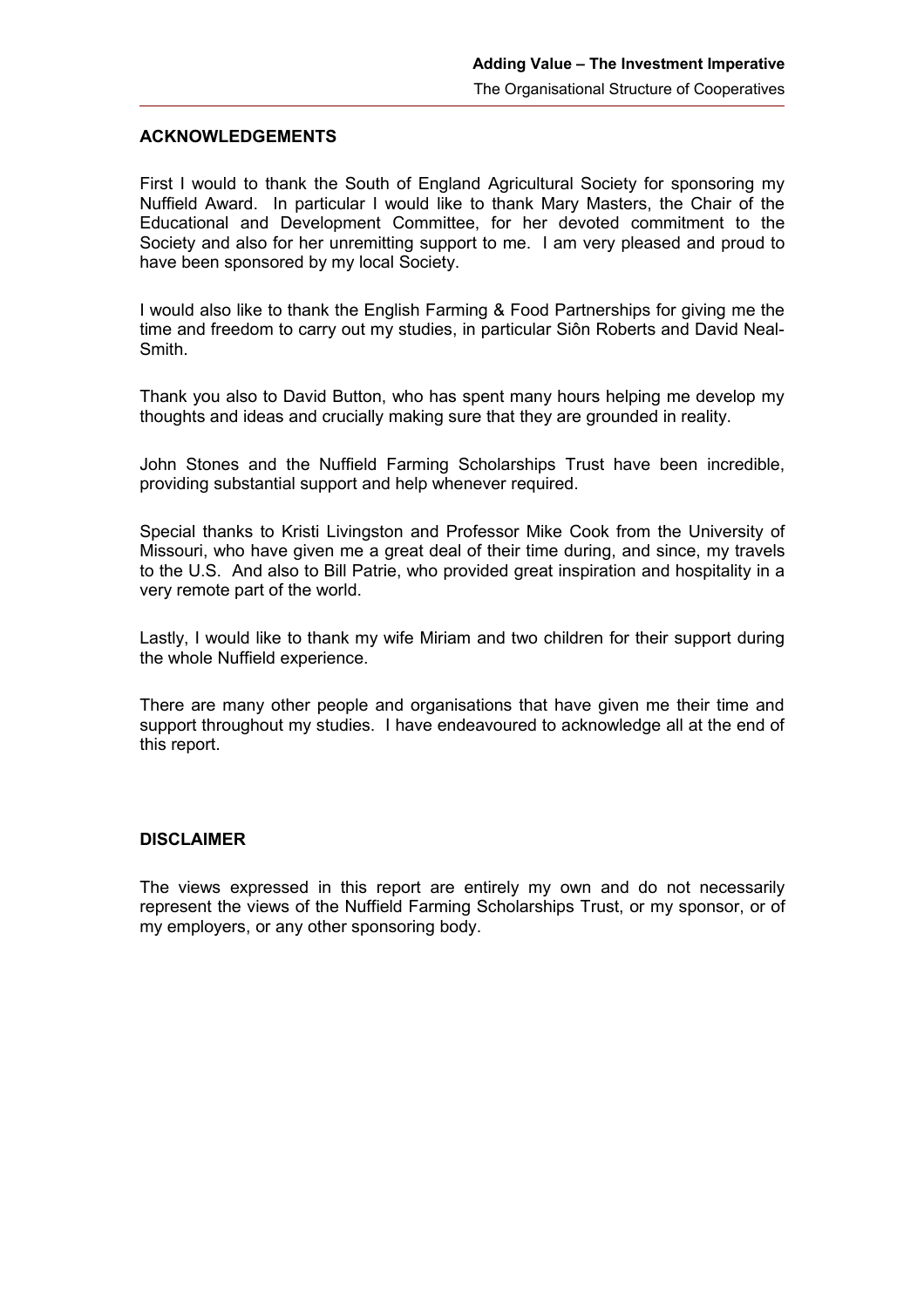## ACKNOWLEDGEMENTS

First I would to thank the South of England Agricultural Society for sponsoring my Nuffield Award. In particular I would like to thank Mary Masters, the Chair of the Educational and Development Committee, for her devoted commitment to the Society and also for her unremitting support to me. I am very pleased and proud to have been sponsored by my local Society.

I would also like to thank the English Farming & Food Partnerships for giving me the time and freedom to carry out my studies, in particular Siôn Roberts and David Neal-Smith.

Thank you also to David Button, who has spent many hours helping me develop my thoughts and ideas and crucially making sure that they are grounded in reality.

John Stones and the Nuffield Farming Scholarships Trust have been incredible, providing substantial support and help whenever required.

Special thanks to Kristi Livingston and Professor Mike Cook from the University of Missouri, who have given me a great deal of their time during, and since, my travels to the U.S. And also to Bill Patrie, who provided great inspiration and hospitality in a very remote part of the world.

Lastly, I would like to thank my wife Miriam and two children for their support during the whole Nuffield experience.

There are many other people and organisations that have given me their time and support throughout my studies. I have endeavoured to acknowledge all at the end of this report.

## DISCLAIMER

The views expressed in this report are entirely my own and do not necessarily represent the views of the Nuffield Farming Scholarships Trust, or my sponsor, or of my employers, or any other sponsoring body.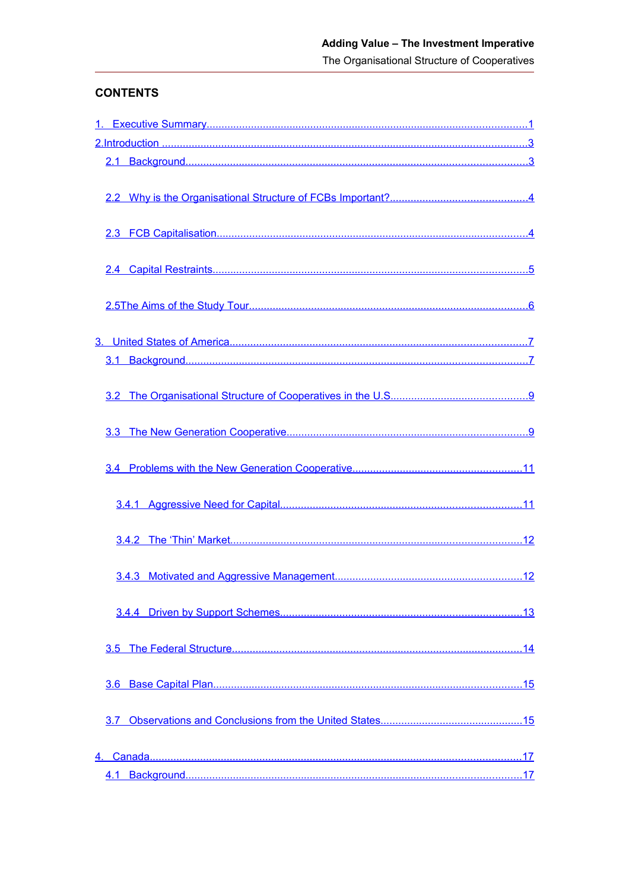## CONTENTS

1. Executive Summary ..... 1

2. Introduction ..... 3

   2.1 Background ..... 3

   2.2 Why is the Organisational Structure of FCBs Important? ..... 4

   2.3 FCB Capitalisation ..... 4

   2.4 Capital Restraints ..... 5

   2.5 The Aims of the Study Tour ..... 6

3. United States of America ..... 7

   3.1 Background ..... 7

   3.2 The Organisational Structure of Cooperatives in the U.S ..... 9

   3.3 The New Generation Cooperative ..... 9

   3.4 Problems with the New Generation Cooperative ..... 11

      3.4.1 Aggressive Need for Capital ..... 11

      3.4.2 The 'Thin' Market ..... 12

      3.4.3 Motivated and Aggressive Management ..... 12

      3.4.4 Driven by Support Schemes ..... 13

   3.5 The Federal Structure ..... 14

   3.6 Base Capital Plan ..... 15

   3.7 Observations and Conclusions from the United States ..... 15

4. Canada ..... 17

   4.1 Background ..... 17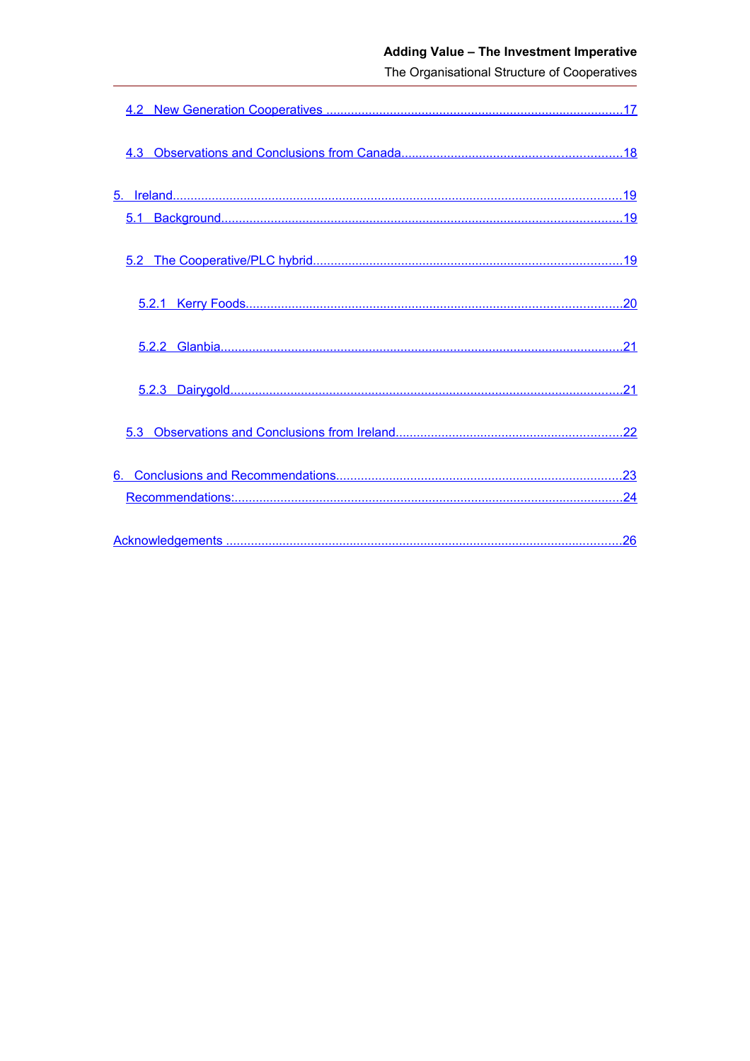4.2 New Generation Cooperatives ....................................................................................17

4.3 Observations and Conclusions from Canada..............................................................18

5. Ireland..............................................................................................................................19

5.1 Background.................................................................................................................19

5.2 The Cooperative/PLC hybrid.......................................................................................19

5.2.1 Kerry Foods..........................................................................................................20

5.2.2 Glanbia.................................................................................................................21

5.2.3 Dairygold..............................................................................................................21

5.3 Observations and Conclusions from Ireland................................................................22

6. Conclusions and Recommendations................................................................................23

Recommendations:.............................................................................................................24

Acknowledgements ...............................................................................................................26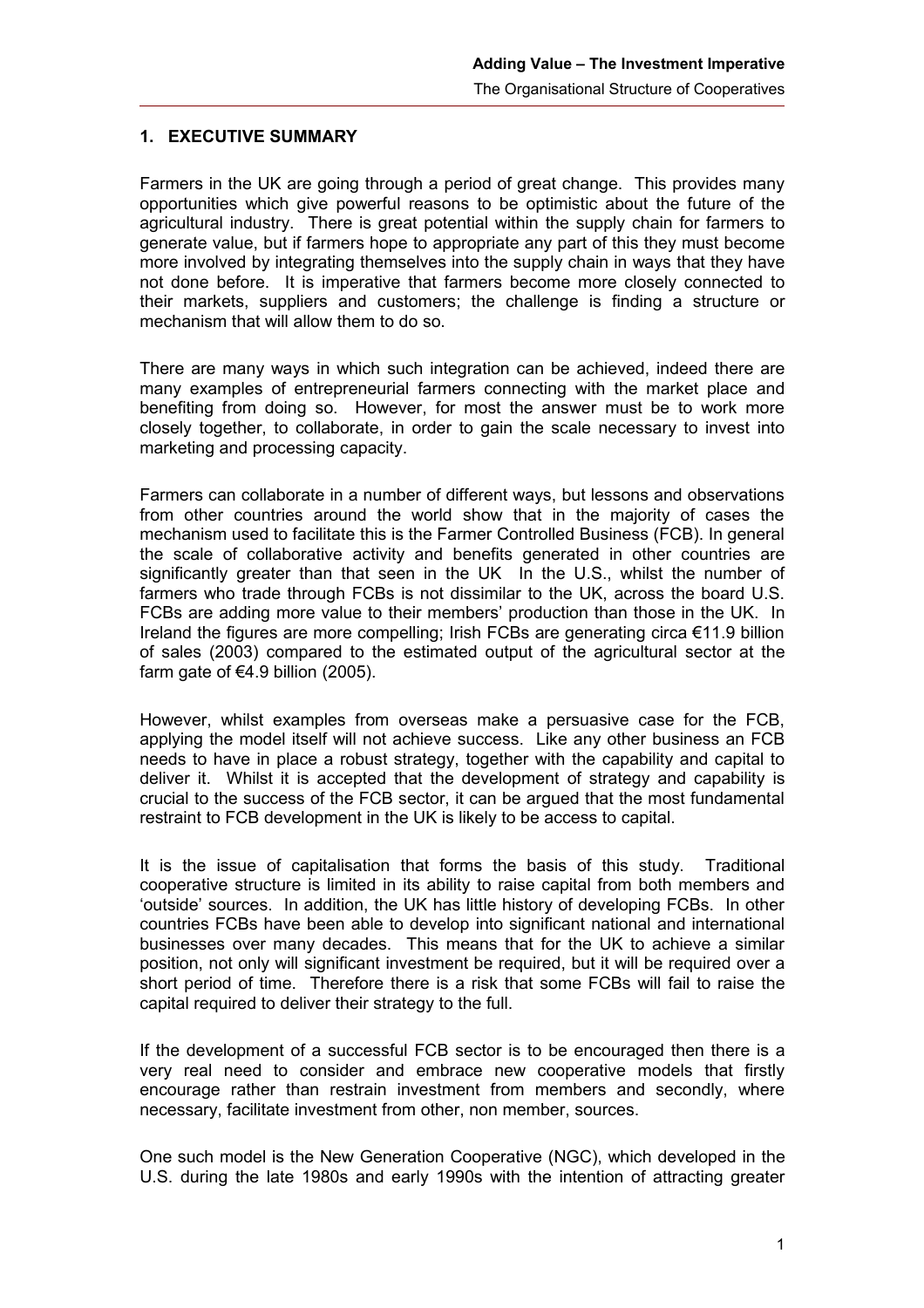## 1. EXECUTIVE SUMMARY

Farmers in the UK are going through a period of great change. This provides many opportunities which give powerful reasons to be optimistic about the future of the agricultural industry. There is great potential within the supply chain for farmers to generate value, but if farmers hope to appropriate any part of this they must become more involved by integrating themselves into the supply chain in ways that they have not done before. It is imperative that farmers become more closely connected to their markets, suppliers and customers; the challenge is finding a structure or mechanism that will allow them to do so.

There are many ways in which such integration can be achieved, indeed there are many examples of entrepreneurial farmers connecting with the market place and benefiting from doing so. However, for most the answer must be to work more closely together, to collaborate, in order to gain the scale necessary to invest into marketing and processing capacity.

Farmers can collaborate in a number of different ways, but lessons and observations from other countries around the world show that in the majority of cases the mechanism used to facilitate this is the Farmer Controlled Business (FCB). In general the scale of collaborative activity and benefits generated in other countries are significantly greater than that seen in the UK In the U.S., whilst the number of farmers who trade through FCBs is not dissimilar to the UK, across the board U.S. FCBs are adding more value to their members' production than those in the UK. In Ireland the figures are more compelling; Irish FCBs are generating circa €11.9 billion of sales (2003) compared to the estimated output of the agricultural sector at the farm gate of €4.9 billion (2005).

However, whilst examples from overseas make a persuasive case for the FCB, applying the model itself will not achieve success. Like any other business an FCB needs to have in place a robust strategy, together with the capability and capital to deliver it. Whilst it is accepted that the development of strategy and capability is crucial to the success of the FCB sector, it can be argued that the most fundamental restraint to FCB development in the UK is likely to be access to capital.

It is the issue of capitalisation that forms the basis of this study. Traditional cooperative structure is limited in its ability to raise capital from both members and 'outside' sources. In addition, the UK has little history of developing FCBs. In other countries FCBs have been able to develop into significant national and international businesses over many decades. This means that for the UK to achieve a similar position, not only will significant investment be required, but it will be required over a short period of time. Therefore there is a risk that some FCBs will fail to raise the capital required to deliver their strategy to the full.

If the development of a successful FCB sector is to be encouraged then there is a very real need to consider and embrace new cooperative models that firstly encourage rather than restrain investment from members and secondly, where necessary, facilitate investment from other, non member, sources.

One such model is the New Generation Cooperative (NGC), which developed in the U.S. during the late 1980s and early 1990s with the intention of attracting greater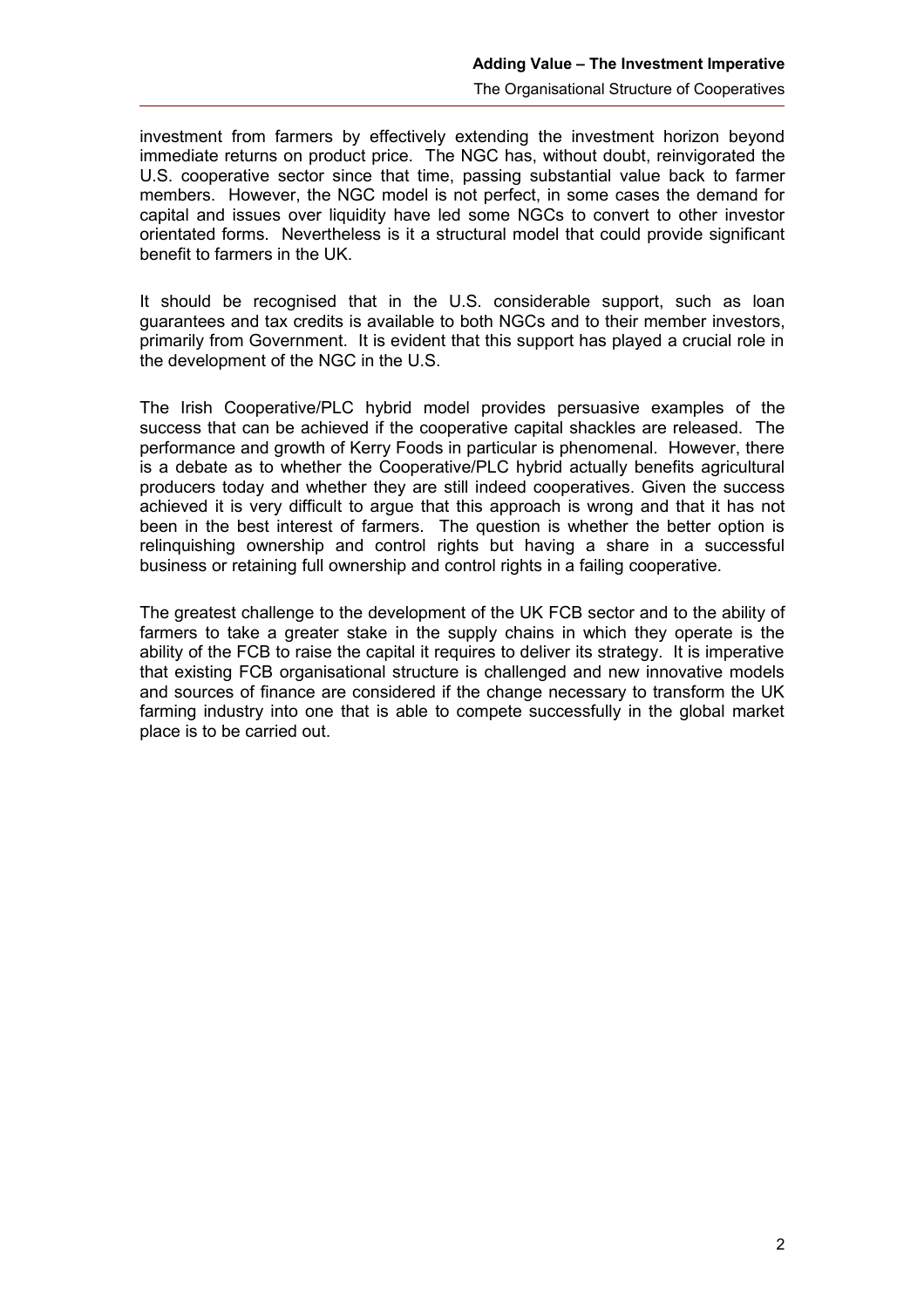investment from farmers by effectively extending the investment horizon beyond immediate returns on product price. The NGC has, without doubt, reinvigorated the U.S. cooperative sector since that time, passing substantial value back to farmer members. However, the NGC model is not perfect, in some cases the demand for capital and issues over liquidity have led some NGCs to convert to other investor orientated forms. Nevertheless is it a structural model that could provide significant benefit to farmers in the UK.

It should be recognised that in the U.S. considerable support, such as loan guarantees and tax credits is available to both NGCs and to their member investors, primarily from Government. It is evident that this support has played a crucial role in the development of the NGC in the U.S.

The Irish Cooperative/PLC hybrid model provides persuasive examples of the success that can be achieved if the cooperative capital shackles are released. The performance and growth of Kerry Foods in particular is phenomenal. However, there is a debate as to whether the Cooperative/PLC hybrid actually benefits agricultural producers today and whether they are still indeed cooperatives. Given the success achieved it is very difficult to argue that this approach is wrong and that it has not been in the best interest of farmers. The question is whether the better option is relinquishing ownership and control rights but having a share in a successful business or retaining full ownership and control rights in a failing cooperative.

The greatest challenge to the development of the UK FCB sector and to the ability of farmers to take a greater stake in the supply chains in which they operate is the ability of the FCB to raise the capital it requires to deliver its strategy. It is imperative that existing FCB organisational structure is challenged and new innovative models and sources of finance are considered if the change necessary to transform the UK farming industry into one that is able to compete successfully in the global market place is to be carried out.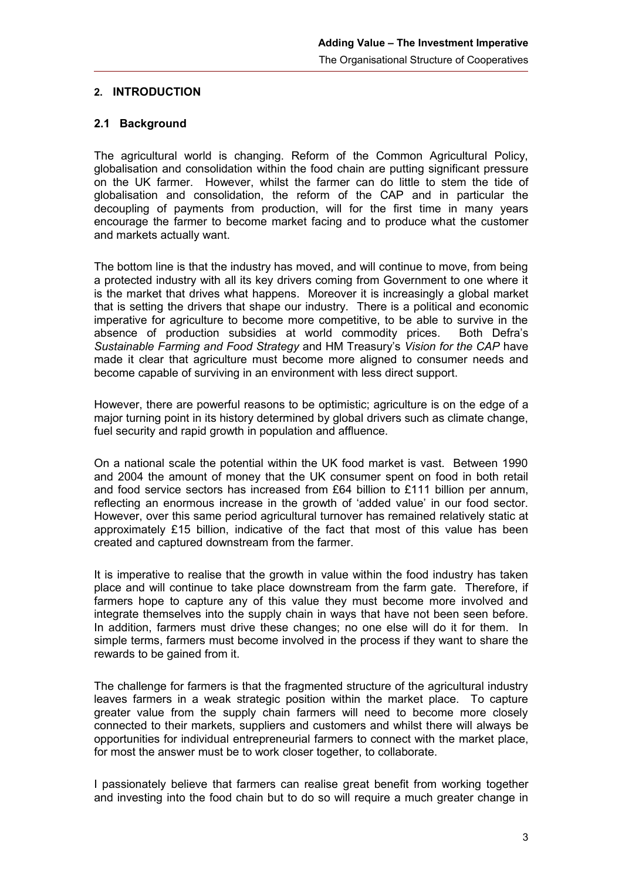## 2. INTRODUCTION

### 2.1 Background

The agricultural world is changing. Reform of the Common Agricultural Policy, globalisation and consolidation within the food chain are putting significant pressure on the UK farmer. However, whilst the farmer can do little to stem the tide of globalisation and consolidation, the reform of the CAP and in particular the decoupling of payments from production, will for the first time in many years encourage the farmer to become market facing and to produce what the customer and markets actually want.

The bottom line is that the industry has moved, and will continue to move, from being a protected industry with all its key drivers coming from Government to one where it is the market that drives what happens. Moreover it is increasingly a global market that is setting the drivers that shape our industry. There is a political and economic imperative for agriculture to become more competitive, to be able to survive in the absence of production subsidies at world commodity prices. Both Defra's *Sustainable Farming and Food Strategy* and HM Treasury's *Vision for the CAP* have made it clear that agriculture must become more aligned to consumer needs and become capable of surviving in an environment with less direct support.

However, there are powerful reasons to be optimistic; agriculture is on the edge of a major turning point in its history determined by global drivers such as climate change, fuel security and rapid growth in population and affluence.

On a national scale the potential within the UK food market is vast. Between 1990 and 2004 the amount of money that the UK consumer spent on food in both retail and food service sectors has increased from £64 billion to £111 billion per annum, reflecting an enormous increase in the growth of 'added value' in our food sector. However, over this same period agricultural turnover has remained relatively static at approximately £15 billion, indicative of the fact that most of this value has been created and captured downstream from the farmer.

It is imperative to realise that the growth in value within the food industry has taken place and will continue to take place downstream from the farm gate. Therefore, if farmers hope to capture any of this value they must become more involved and integrate themselves into the supply chain in ways that have not been seen before. In addition, farmers must drive these changes; no one else will do it for them. In simple terms, farmers must become involved in the process if they want to share the rewards to be gained from it.

The challenge for farmers is that the fragmented structure of the agricultural industry leaves farmers in a weak strategic position within the market place. To capture greater value from the supply chain farmers will need to become more closely connected to their markets, suppliers and customers and whilst there will always be opportunities for individual entrepreneurial farmers to connect with the market place, for most the answer must be to work closer together, to collaborate.

I passionately believe that farmers can realise great benefit from working together and investing into the food chain but to do so will require a much greater change in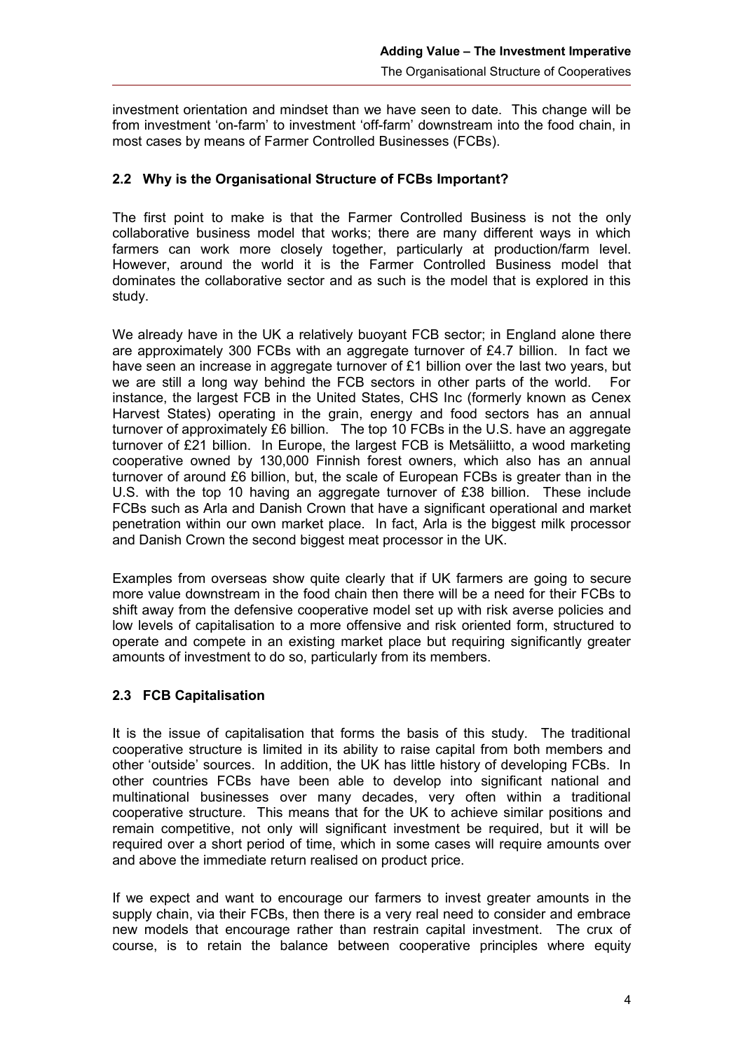investment orientation and mindset than we have seen to date. This change will be from investment 'on-farm' to investment 'off-farm' downstream into the food chain, in most cases by means of Farmer Controlled Businesses (FCBs).

## 2.2 Why is the Organisational Structure of FCBs Important?

The first point to make is that the Farmer Controlled Business is not the only collaborative business model that works; there are many different ways in which farmers can work more closely together, particularly at production/farm level. However, around the world it is the Farmer Controlled Business model that dominates the collaborative sector and as such is the model that is explored in this study.

We already have in the UK a relatively buoyant FCB sector; in England alone there are approximately 300 FCBs with an aggregate turnover of £4.7 billion. In fact we have seen an increase in aggregate turnover of £1 billion over the last two years, but we are still a long way behind the FCB sectors in other parts of the world. For instance, the largest FCB in the United States, CHS Inc (formerly known as Cenex Harvest States) operating in the grain, energy and food sectors has an annual turnover of approximately £6 billion. The top 10 FCBs in the U.S. have an aggregate turnover of £21 billion. In Europe, the largest FCB is Metsäliitto, a wood marketing cooperative owned by 130,000 Finnish forest owners, which also has an annual turnover of around £6 billion, but, the scale of European FCBs is greater than in the U.S. with the top 10 having an aggregate turnover of £38 billion. These include FCBs such as Arla and Danish Crown that have a significant operational and market penetration within our own market place. In fact, Arla is the biggest milk processor and Danish Crown the second biggest meat processor in the UK.

Examples from overseas show quite clearly that if UK farmers are going to secure more value downstream in the food chain then there will be a need for their FCBs to shift away from the defensive cooperative model set up with risk averse policies and low levels of capitalisation to a more offensive and risk oriented form, structured to operate and compete in an existing market place but requiring significantly greater amounts of investment to do so, particularly from its members.

## 2.3 FCB Capitalisation

It is the issue of capitalisation that forms the basis of this study. The traditional cooperative structure is limited in its ability to raise capital from both members and other 'outside' sources. In addition, the UK has little history of developing FCBs. In other countries FCBs have been able to develop into significant national and multinational businesses over many decades, very often within a traditional cooperative structure. This means that for the UK to achieve similar positions and remain competitive, not only will significant investment be required, but it will be required over a short period of time, which in some cases will require amounts over and above the immediate return realised on product price.

If we expect and want to encourage our farmers to invest greater amounts in the supply chain, via their FCBs, then there is a very real need to consider and embrace new models that encourage rather than restrain capital investment. The crux of course, is to retain the balance between cooperative principles where equity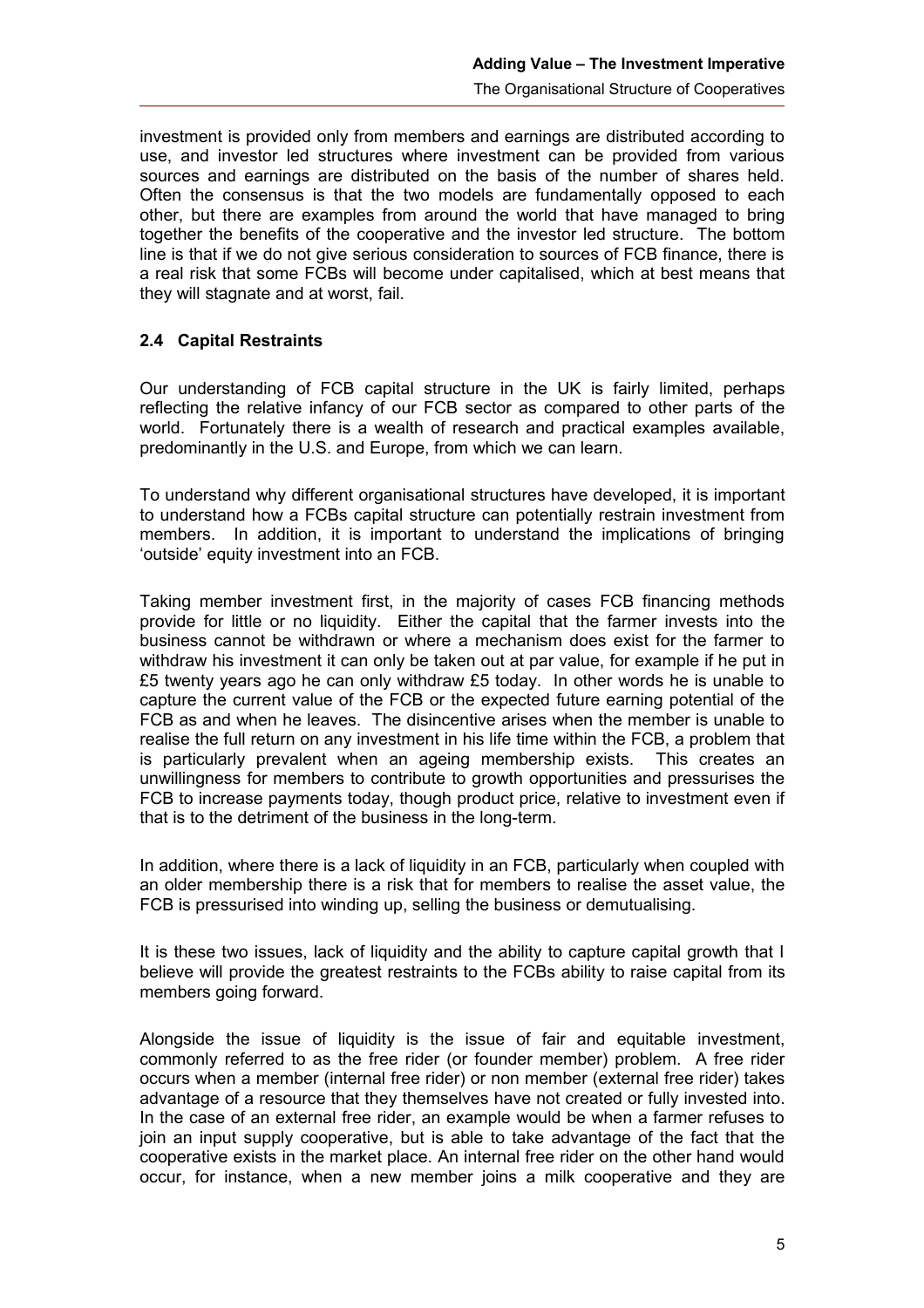investment is provided only from members and earnings are distributed according to use, and investor led structures where investment can be provided from various sources and earnings are distributed on the basis of the number of shares held. Often the consensus is that the two models are fundamentally opposed to each other, but there are examples from around the world that have managed to bring together the benefits of the cooperative and the investor led structure. The bottom line is that if we do not give serious consideration to sources of FCB finance, there is a real risk that some FCBs will become under capitalised, which at best means that they will stagnate and at worst, fail.

## 2.4 Capital Restraints

Our understanding of FCB capital structure in the UK is fairly limited, perhaps reflecting the relative infancy of our FCB sector as compared to other parts of the world. Fortunately there is a wealth of research and practical examples available, predominantly in the U.S. and Europe, from which we can learn.

To understand why different organisational structures have developed, it is important to understand how a FCBs capital structure can potentially restrain investment from members. In addition, it is important to understand the implications of bringing 'outside' equity investment into an FCB.

Taking member investment first, in the majority of cases FCB financing methods provide for little or no liquidity. Either the capital that the farmer invests into the business cannot be withdrawn or where a mechanism does exist for the farmer to withdraw his investment it can only be taken out at par value, for example if he put in £5 twenty years ago he can only withdraw £5 today. In other words he is unable to capture the current value of the FCB or the expected future earning potential of the FCB as and when he leaves. The disincentive arises when the member is unable to realise the full return on any investment in his life time within the FCB, a problem that is particularly prevalent when an ageing membership exists. This creates an unwillingness for members to contribute to growth opportunities and pressurises the FCB to increase payments today, though product price, relative to investment even if that is to the detriment of the business in the long-term.

In addition, where there is a lack of liquidity in an FCB, particularly when coupled with an older membership there is a risk that for members to realise the asset value, the FCB is pressurised into winding up, selling the business or demutualising.

It is these two issues, lack of liquidity and the ability to capture capital growth that I believe will provide the greatest restraints to the FCBs ability to raise capital from its members going forward.

Alongside the issue of liquidity is the issue of fair and equitable investment, commonly referred to as the free rider (or founder member) problem. A free rider occurs when a member (internal free rider) or non member (external free rider) takes advantage of a resource that they themselves have not created or fully invested into. In the case of an external free rider, an example would be when a farmer refuses to join an input supply cooperative, but is able to take advantage of the fact that the cooperative exists in the market place. An internal free rider on the other hand would occur, for instance, when a new member joins a milk cooperative and they are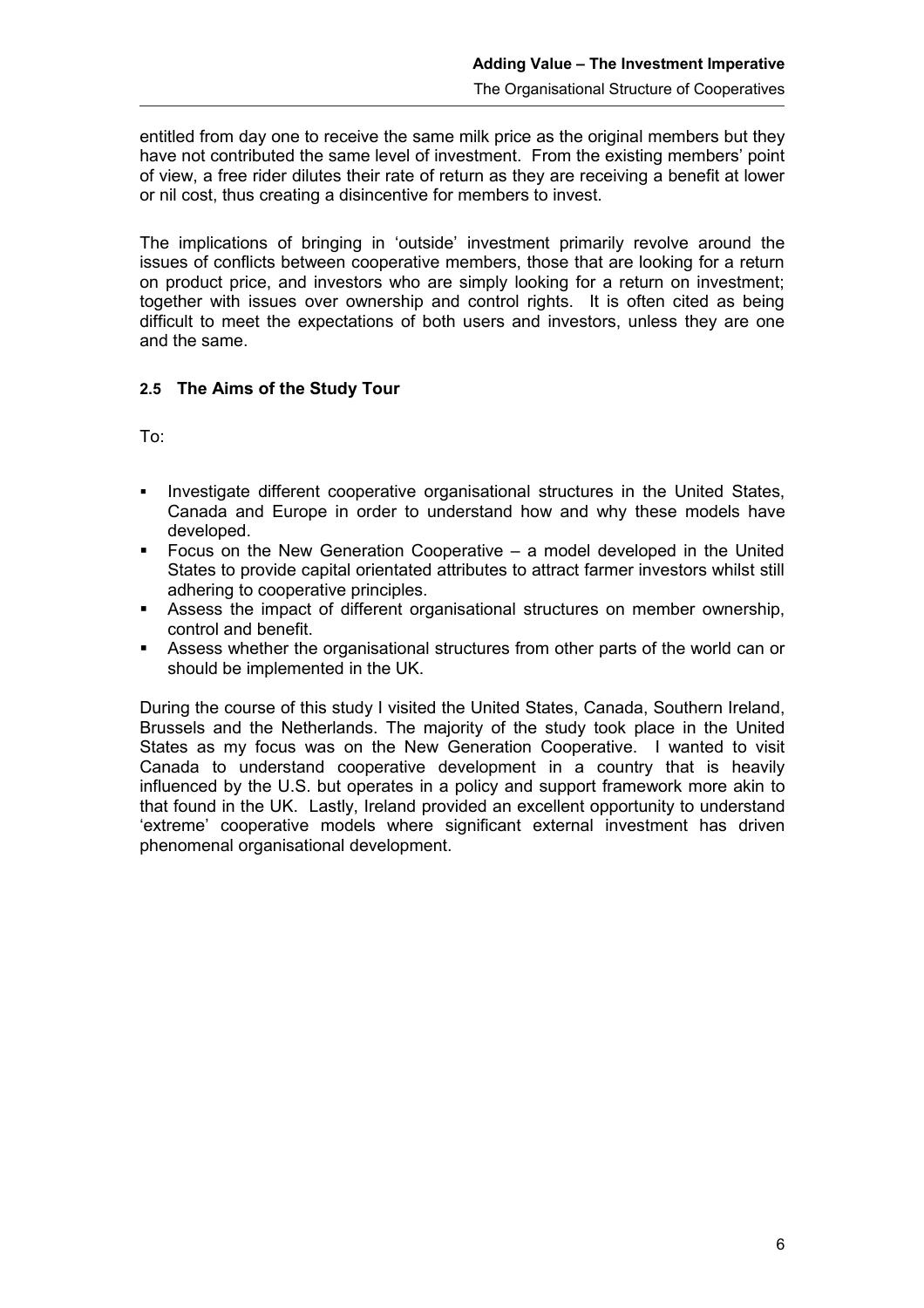entitled from day one to receive the same milk price as the original members but they have not contributed the same level of investment. From the existing members' point of view, a free rider dilutes their rate of return as they are receiving a benefit at lower or nil cost, thus creating a disincentive for members to invest.

The implications of bringing in 'outside' investment primarily revolve around the issues of conflicts between cooperative members, those that are looking for a return on product price, and investors who are simply looking for a return on investment; together with issues over ownership and control rights. It is often cited as being difficult to meet the expectations of both users and investors, unless they are one and the same.

### 2.5 The Aims of the Study Tour

To:

- Investigate different cooperative organisational structures in the United States, Canada and Europe in order to understand how and why these models have developed.
- Focus on the New Generation Cooperative – a model developed in the United States to provide capital orientated attributes to attract farmer investors whilst still adhering to cooperative principles.
- Assess the impact of different organisational structures on member ownership, control and benefit.
- Assess whether the organisational structures from other parts of the world can or should be implemented in the UK.

During the course of this study I visited the United States, Canada, Southern Ireland, Brussels and the Netherlands. The majority of the study took place in the United States as my focus was on the New Generation Cooperative. I wanted to visit Canada to understand cooperative development in a country that is heavily influenced by the U.S. but operates in a policy and support framework more akin to that found in the UK. Lastly, Ireland provided an excellent opportunity to understand 'extreme' cooperative models where significant external investment has driven phenomenal organisational development.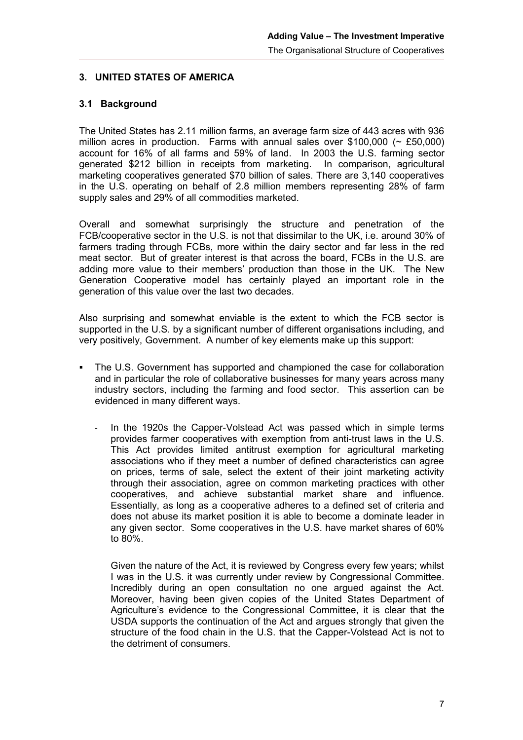## 3. UNITED STATES OF AMERICA

### 3.1 Background

The United States has 2.11 million farms, an average farm size of 443 acres with 936 million acres in production. Farms with annual sales over $100,000 (~ £50,000) account for 16% of all farms and 59% of land. In 2003 the U.S. farming sector generated $212 billion in receipts from marketing. In comparison, agricultural marketing cooperatives generated $70 billion of sales. There are 3,140 cooperatives in the U.S. operating on behalf of 2.8 million members representing 28% of farm supply sales and 29% of all commodities marketed.

Overall and somewhat surprisingly the structure and penetration of the FCB/cooperative sector in the U.S. is not that dissimilar to the UK, i.e. around 30% of farmers trading through FCBs, more within the dairy sector and far less in the red meat sector. But of greater interest is that across the board, FCBs in the U.S. are adding more value to their members' production than those in the UK. The New Generation Cooperative model has certainly played an important role in the generation of this value over the last two decades.

Also surprising and somewhat enviable is the extent to which the FCB sector is supported in the U.S. by a significant number of different organisations including, and very positively, Government. A number of key elements make up this support:

- The U.S. Government has supported and championed the case for collaboration and in particular the role of collaborative businesses for many years across many industry sectors, including the farming and food sector. This assertion can be evidenced in many different ways.

  - In the 1920s the Capper-Volstead Act was passed which in simple terms provides farmer cooperatives with exemption from anti-trust laws in the U.S. This Act provides limited antitrust exemption for agricultural marketing associations who if they meet a number of defined characteristics can agree on prices, terms of sale, select the extent of their joint marketing activity through their association, agree on common marketing practices with other cooperatives, and achieve substantial market share and influence. Essentially, as long as a cooperative adheres to a defined set of criteria and does not abuse its market position it is able to become a dominate leader in any given sector. Some cooperatives in the U.S. have market shares of 60% to 80%.

    Given the nature of the Act, it is reviewed by Congress every few years; whilst I was in the U.S. it was currently under review by Congressional Committee. Incredibly during an open consultation no one argued against the Act. Moreover, having been given copies of the United States Department of Agriculture's evidence to the Congressional Committee, it is clear that the USDA supports the continuation of the Act and argues strongly that given the structure of the food chain in the U.S. that the Capper-Volstead Act is not to the detriment of consumers.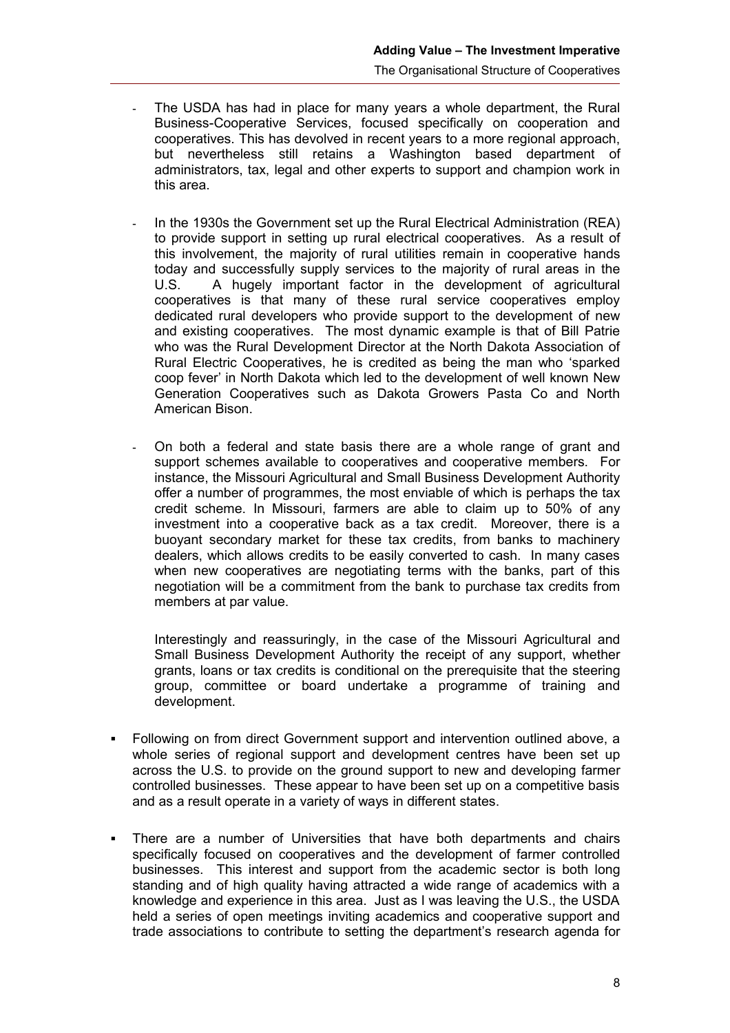- The USDA has had in place for many years a whole department, the Rural Business-Cooperative Services, focused specifically on cooperation and cooperatives. This has devolved in recent years to a more regional approach, but nevertheless still retains a Washington based department of administrators, tax, legal and other experts to support and champion work in this area.

- In the 1930s the Government set up the Rural Electrical Administration (REA) to provide support in setting up rural electrical cooperatives. As a result of this involvement, the majority of rural utilities remain in cooperative hands today and successfully supply services to the majority of rural areas in the U.S. A hugely important factor in the development of agricultural cooperatives is that many of these rural service cooperatives employ dedicated rural developers who provide support to the development of new and existing cooperatives. The most dynamic example is that of Bill Patrie who was the Rural Development Director at the North Dakota Association of Rural Electric Cooperatives, he is credited as being the man who 'sparked coop fever' in North Dakota which led to the development of well known New Generation Cooperatives such as Dakota Growers Pasta Co and North American Bison.

- On both a federal and state basis there are a whole range of grant and support schemes available to cooperatives and cooperative members. For instance, the Missouri Agricultural and Small Business Development Authority offer a number of programmes, the most enviable of which is perhaps the tax credit scheme. In Missouri, farmers are able to claim up to 50% of any investment into a cooperative back as a tax credit. Moreover, there is a buoyant secondary market for these tax credits, from banks to machinery dealers, which allows credits to be easily converted to cash. In many cases when new cooperatives are negotiating terms with the banks, part of this negotiation will be a commitment from the bank to purchase tax credits from members at par value.

  Interestingly and reassuringly, in the case of the Missouri Agricultural and Small Business Development Authority the receipt of any support, whether grants, loans or tax credits is conditional on the prerequisite that the steering group, committee or board undertake a programme of training and development.

- Following on from direct Government support and intervention outlined above, a whole series of regional support and development centres have been set up across the U.S. to provide on the ground support to new and developing farmer controlled businesses. These appear to have been set up on a competitive basis and as a result operate in a variety of ways in different states.

- There are a number of Universities that have both departments and chairs specifically focused on cooperatives and the development of farmer controlled businesses. This interest and support from the academic sector is both long standing and of high quality having attracted a wide range of academics with a knowledge and experience in this area. Just as I was leaving the U.S., the USDA held a series of open meetings inviting academics and cooperative support and trade associations to contribute to setting the department's research agenda for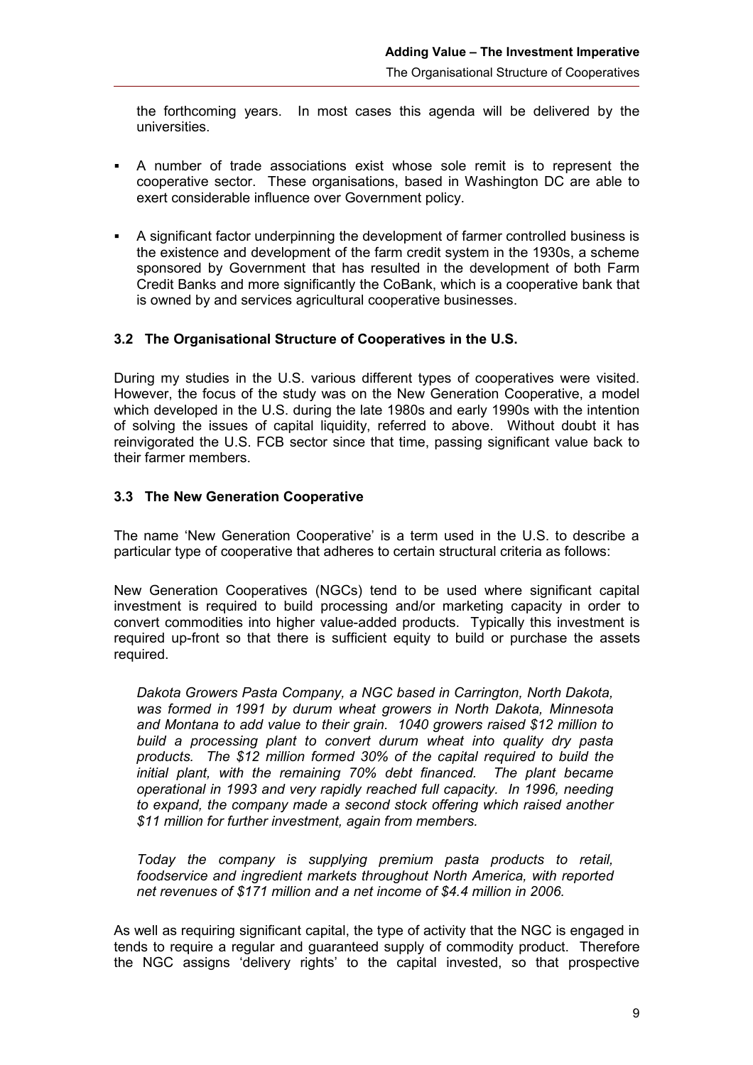the forthcoming years. In most cases this agenda will be delivered by the universities.

- A number of trade associations exist whose sole remit is to represent the cooperative sector. These organisations, based in Washington DC are able to exert considerable influence over Government policy.

- A significant factor underpinning the development of farmer controlled business is the existence and development of the farm credit system in the 1930s, a scheme sponsored by Government that has resulted in the development of both Farm Credit Banks and more significantly the CoBank, which is a cooperative bank that is owned by and services agricultural cooperative businesses.

### 3.2 The Organisational Structure of Cooperatives in the U.S.

During my studies in the U.S. various different types of cooperatives were visited. However, the focus of the study was on the New Generation Cooperative, a model which developed in the U.S. during the late 1980s and early 1990s with the intention of solving the issues of capital liquidity, referred to above. Without doubt it has reinvigorated the U.S. FCB sector since that time, passing significant value back to their farmer members.

### 3.3 The New Generation Cooperative

The name 'New Generation Cooperative' is a term used in the U.S. to describe a particular type of cooperative that adheres to certain structural criteria as follows:

New Generation Cooperatives (NGCs) tend to be used where significant capital investment is required to build processing and/or marketing capacity in order to convert commodities into higher value-added products. Typically this investment is required up-front so that there is sufficient equity to build or purchase the assets required.

*Dakota Growers Pasta Company, a NGC based in Carrington, North Dakota, was formed in 1991 by durum wheat growers in North Dakota, Minnesota and Montana to add value to their grain. 1040 growers raised $12 million to build a processing plant to convert durum wheat into quality dry pasta products. The $12 million formed 30% of the capital required to build the initial plant, with the remaining 70% debt financed. The plant became operational in 1993 and very rapidly reached full capacity. In 1996, needing to expand, the company made a second stock offering which raised another $11 million for further investment, again from members.*

*Today the company is supplying premium pasta products to retail, foodservice and ingredient markets throughout North America, with reported net revenues of $171 million and a net income of $4.4 million in 2006.*

As well as requiring significant capital, the type of activity that the NGC is engaged in tends to require a regular and guaranteed supply of commodity product. Therefore the NGC assigns 'delivery rights' to the capital invested, so that prospective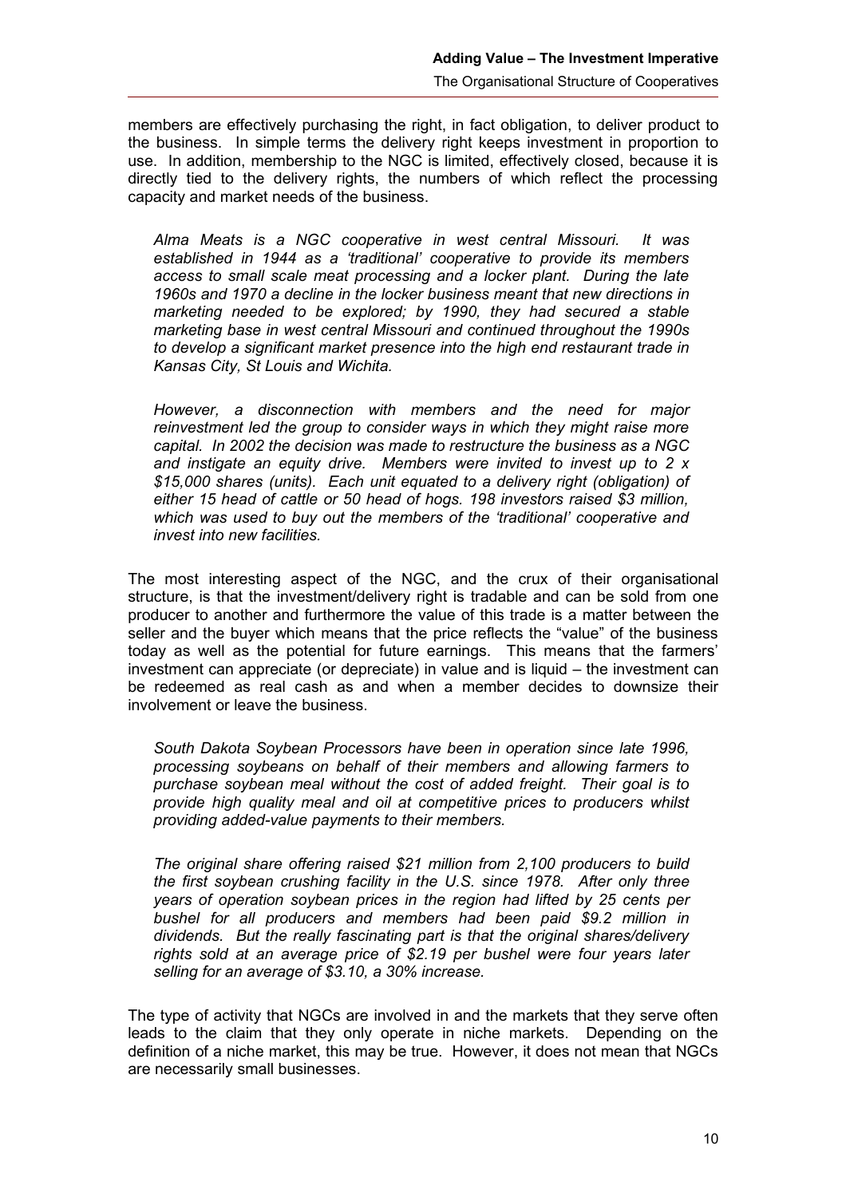members are effectively purchasing the right, in fact obligation, to deliver product to the business. In simple terms the delivery right keeps investment in proportion to use. In addition, membership to the NGC is limited, effectively closed, because it is directly tied to the delivery rights, the numbers of which reflect the processing capacity and market needs of the business.

*Alma Meats is a NGC cooperative in west central Missouri. It was established in 1944 as a 'traditional' cooperative to provide its members access to small scale meat processing and a locker plant. During the late 1960s and 1970 a decline in the locker business meant that new directions in marketing needed to be explored; by 1990, they had secured a stable marketing base in west central Missouri and continued throughout the 1990s to develop a significant market presence into the high end restaurant trade in Kansas City, St Louis and Wichita.*

*However, a disconnection with members and the need for major reinvestment led the group to consider ways in which they might raise more capital. In 2002 the decision was made to restructure the business as a NGC and instigate an equity drive. Members were invited to invest up to 2 x $15,000 shares (units). Each unit equated to a delivery right (obligation) of either 15 head of cattle or 50 head of hogs. 198 investors raised $3 million, which was used to buy out the members of the 'traditional' cooperative and invest into new facilities.*

The most interesting aspect of the NGC, and the crux of their organisational structure, is that the investment/delivery right is tradable and can be sold from one producer to another and furthermore the value of this trade is a matter between the seller and the buyer which means that the price reflects the "value" of the business today as well as the potential for future earnings. This means that the farmers' investment can appreciate (or depreciate) in value and is liquid – the investment can be redeemed as real cash as and when a member decides to downsize their involvement or leave the business.

*South Dakota Soybean Processors have been in operation since late 1996, processing soybeans on behalf of their members and allowing farmers to purchase soybean meal without the cost of added freight. Their goal is to provide high quality meal and oil at competitive prices to producers whilst providing added-value payments to their members.*

*The original share offering raised $21 million from 2,100 producers to build the first soybean crushing facility in the U.S. since 1978. After only three years of operation soybean prices in the region had lifted by 25 cents per bushel for all producers and members had been paid $9.2 million in dividends. But the really fascinating part is that the original shares/delivery rights sold at an average price of $2.19 per bushel were four years later selling for an average of $3.10, a 30% increase.*

The type of activity that NGCs are involved in and the markets that they serve often leads to the claim that they only operate in niche markets. Depending on the definition of a niche market, this may be true. However, it does not mean that NGCs are necessarily small businesses.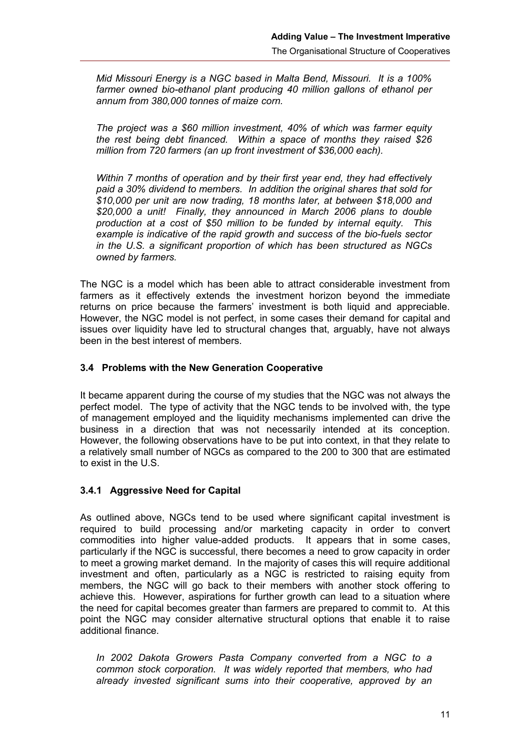*Mid Missouri Energy is a NGC based in Malta Bend, Missouri. It is a 100% farmer owned bio-ethanol plant producing 40 million gallons of ethanol per annum from 380,000 tonnes of maize corn.*

*The project was a $60 million investment, 40% of which was farmer equity the rest being debt financed. Within a space of months they raised $26 million from 720 farmers (an up front investment of $36,000 each).*

*Within 7 months of operation and by their first year end, they had effectively paid a 30% dividend to members. In addition the original shares that sold for $10,000 per unit are now trading, 18 months later, at between $18,000 and $20,000 a unit! Finally, they announced in March 2006 plans to double production at a cost of $50 million to be funded by internal equity. This example is indicative of the rapid growth and success of the bio-fuels sector in the U.S. a significant proportion of which has been structured as NGCs owned by farmers.*

The NGC is a model which has been able to attract considerable investment from farmers as it effectively extends the investment horizon beyond the immediate returns on price because the farmers' investment is both liquid and appreciable. However, the NGC model is not perfect, in some cases their demand for capital and issues over liquidity have led to structural changes that, arguably, have not always been in the best interest of members.

### 3.4 Problems with the New Generation Cooperative

It became apparent during the course of my studies that the NGC was not always the perfect model. The type of activity that the NGC tends to be involved with, the type of management employed and the liquidity mechanisms implemented can drive the business in a direction that was not necessarily intended at its conception. However, the following observations have to be put into context, in that they relate to a relatively small number of NGCs as compared to the 200 to 300 that are estimated to exist in the U.S.

#### 3.4.1 Aggressive Need for Capital

As outlined above, NGCs tend to be used where significant capital investment is required to build processing and/or marketing capacity in order to convert commodities into higher value-added products. It appears that in some cases, particularly if the NGC is successful, there becomes a need to grow capacity in order to meet a growing market demand. In the majority of cases this will require additional investment and often, particularly as a NGC is restricted to raising equity from members, the NGC will go back to their members with another stock offering to achieve this. However, aspirations for further growth can lead to a situation where the need for capital becomes greater than farmers are prepared to commit to. At this point the NGC may consider alternative structural options that enable it to raise additional finance.

*In 2002 Dakota Growers Pasta Company converted from a NGC to a common stock corporation. It was widely reported that members, who had already invested significant sums into their cooperative, approved by an*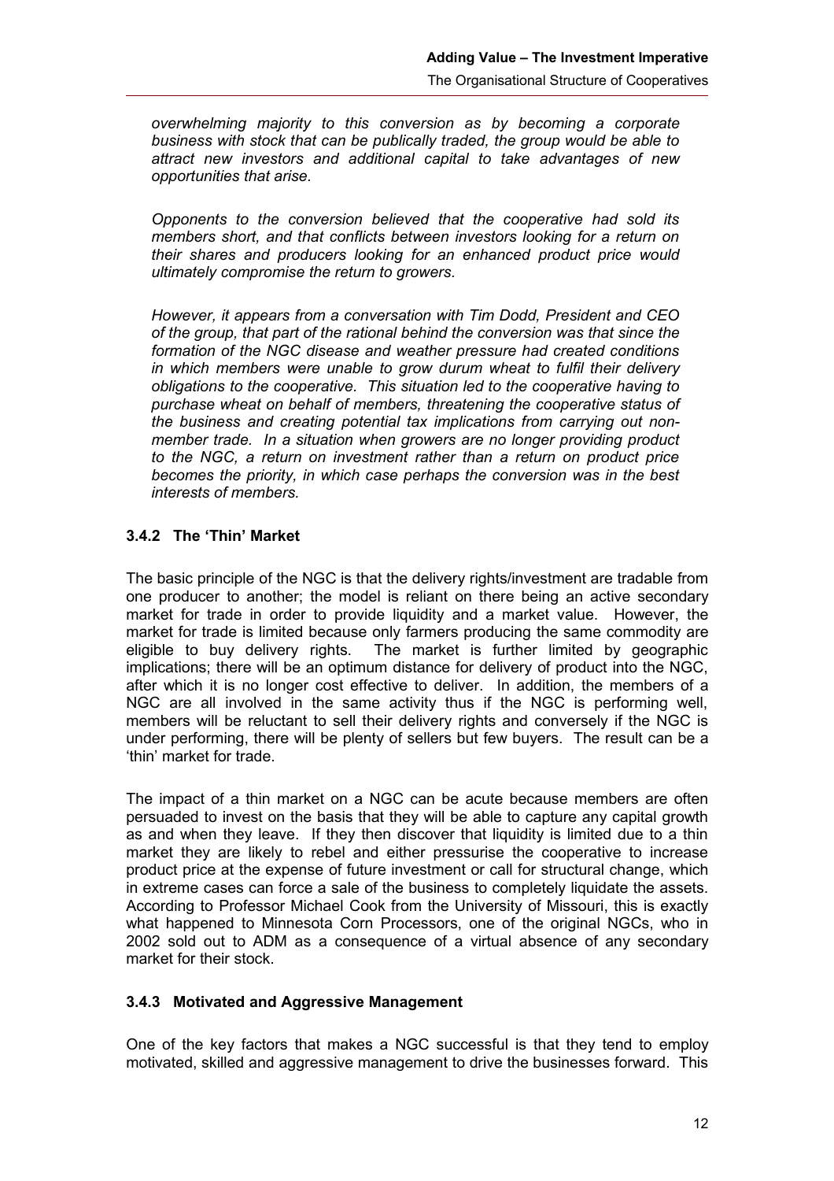*overwhelming majority to this conversion as by becoming a corporate business with stock that can be publically traded, the group would be able to attract new investors and additional capital to take advantages of new opportunities that arise.*

*Opponents to the conversion believed that the cooperative had sold its members short, and that conflicts between investors looking for a return on their shares and producers looking for an enhanced product price would ultimately compromise the return to growers.*

*However, it appears from a conversation with Tim Dodd, President and CEO of the group, that part of the rational behind the conversion was that since the formation of the NGC disease and weather pressure had created conditions in which members were unable to grow durum wheat to fulfil their delivery obligations to the cooperative. This situation led to the cooperative having to purchase wheat on behalf of members, threatening the cooperative status of the business and creating potential tax implications from carrying out non-member trade. In a situation when growers are no longer providing product to the NGC, a return on investment rather than a return on product price becomes the priority, in which case perhaps the conversion was in the best interests of members.*

### 3.4.2 The 'Thin' Market

The basic principle of the NGC is that the delivery rights/investment are tradable from one producer to another; the model is reliant on there being an active secondary market for trade in order to provide liquidity and a market value. However, the market for trade is limited because only farmers producing the same commodity are eligible to buy delivery rights. The market is further limited by geographic implications; there will be an optimum distance for delivery of product into the NGC, after which it is no longer cost effective to deliver. In addition, the members of a NGC are all involved in the same activity thus if the NGC is performing well, members will be reluctant to sell their delivery rights and conversely if the NGC is under performing, there will be plenty of sellers but few buyers. The result can be a 'thin' market for trade.

The impact of a thin market on a NGC can be acute because members are often persuaded to invest on the basis that they will be able to capture any capital growth as and when they leave. If they then discover that liquidity is limited due to a thin market they are likely to rebel and either pressurise the cooperative to increase product price at the expense of future investment or call for structural change, which in extreme cases can force a sale of the business to completely liquidate the assets. According to Professor Michael Cook from the University of Missouri, this is exactly what happened to Minnesota Corn Processors, one of the original NGCs, who in 2002 sold out to ADM as a consequence of a virtual absence of any secondary market for their stock.

### 3.4.3 Motivated and Aggressive Management

One of the key factors that makes a NGC successful is that they tend to employ motivated, skilled and aggressive management to drive the businesses forward. This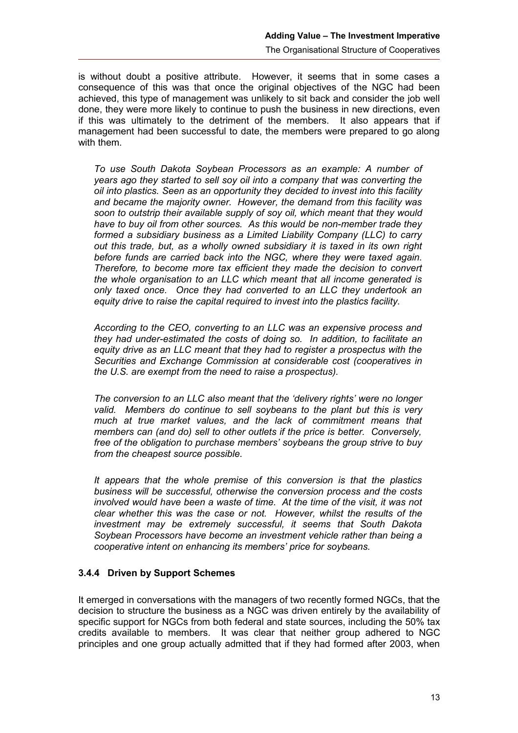is without doubt a positive attribute. However, it seems that in some cases a consequence of this was that once the original objectives of the NGC had been achieved, this type of management was unlikely to sit back and consider the job well done, they were more likely to continue to push the business in new directions, even if this was ultimately to the detriment of the members. It also appears that if management had been successful to date, the members were prepared to go along with them.

> *To use South Dakota Soybean Processors as an example: A number of years ago they started to sell soy oil into a company that was converting the oil into plastics. Seen as an opportunity they decided to invest into this facility and became the majority owner. However, the demand from this facility was soon to outstrip their available supply of soy oil, which meant that they would have to buy oil from other sources. As this would be non-member trade they formed a subsidiary business as a Limited Liability Company (LLC) to carry out this trade, but, as a wholly owned subsidiary it is taxed in its own right before funds are carried back into the NGC, where they were taxed again. Therefore, to become more tax efficient they made the decision to convert the whole organisation to an LLC which meant that all income generated is only taxed once. Once they had converted to an LLC they undertook an equity drive to raise the capital required to invest into the plastics facility.*
>
> *According to the CEO, converting to an LLC was an expensive process and they had under-estimated the costs of doing so. In addition, to facilitate an equity drive as an LLC meant that they had to register a prospectus with the Securities and Exchange Commission at considerable cost (cooperatives in the U.S. are exempt from the need to raise a prospectus).*
>
> *The conversion to an LLC also meant that the 'delivery rights' were no longer valid. Members do continue to sell soybeans to the plant but this is very much at true market values, and the lack of commitment means that members can (and do) sell to other outlets if the price is better. Conversely, free of the obligation to purchase members' soybeans the group strive to buy from the cheapest source possible.*
>
> *It appears that the whole premise of this conversion is that the plastics business will be successful, otherwise the conversion process and the costs involved would have been a waste of time. At the time of the visit, it was not clear whether this was the case or not. However, whilst the results of the investment may be extremely successful, it seems that South Dakota Soybean Processors have become an investment vehicle rather than being a cooperative intent on enhancing its members' price for soybeans.*

### 3.4.4 Driven by Support Schemes

It emerged in conversations with the managers of two recently formed NGCs, that the decision to structure the business as a NGC was driven entirely by the availability of specific support for NGCs from both federal and state sources, including the 50% tax credits available to members. It was clear that neither group adhered to NGC principles and one group actually admitted that if they had formed after 2003, when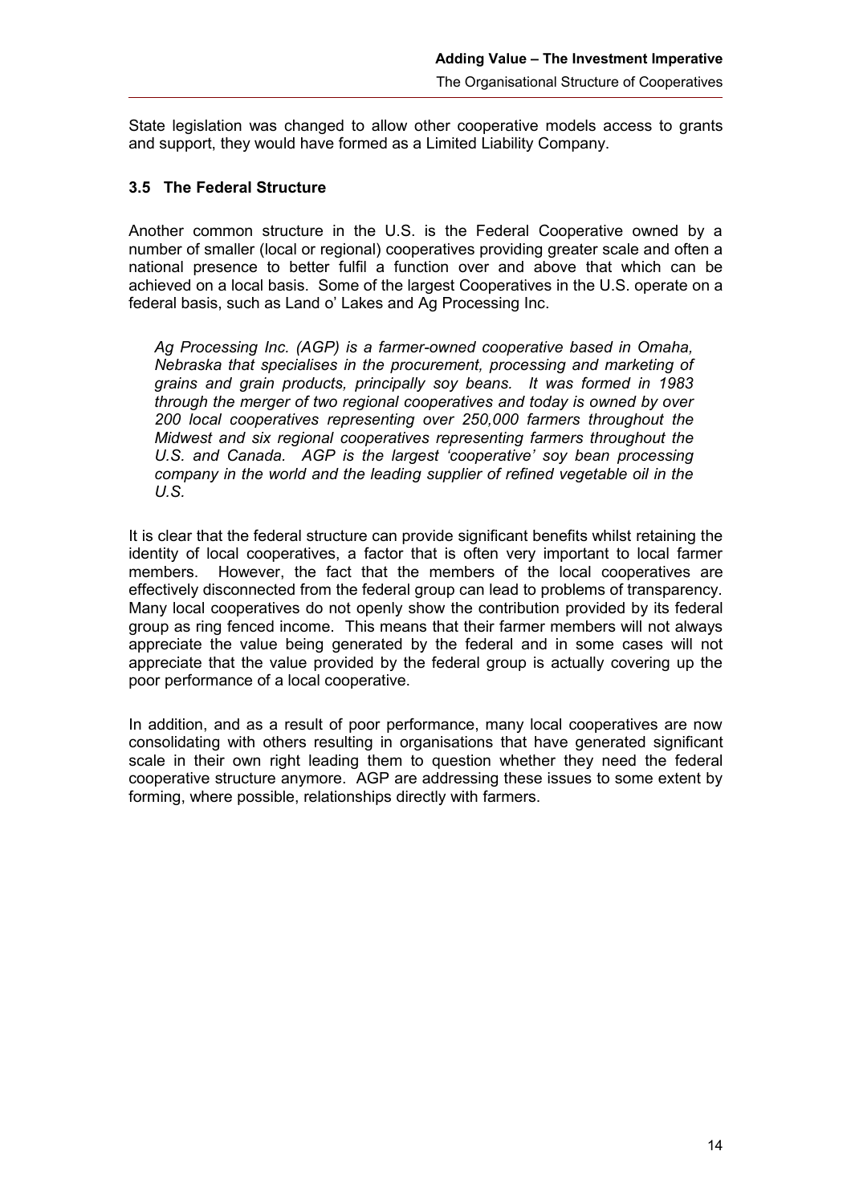State legislation was changed to allow other cooperative models access to grants and support, they would have formed as a Limited Liability Company.

### 3.5 The Federal Structure

Another common structure in the U.S. is the Federal Cooperative owned by a number of smaller (local or regional) cooperatives providing greater scale and often a national presence to better fulfil a function over and above that which can be achieved on a local basis. Some of the largest Cooperatives in the U.S. operate on a federal basis, such as Land o' Lakes and Ag Processing Inc.

> *Ag Processing Inc. (AGP) is a farmer-owned cooperative based in Omaha, Nebraska that specialises in the procurement, processing and marketing of grains and grain products, principally soy beans. It was formed in 1983 through the merger of two regional cooperatives and today is owned by over 200 local cooperatives representing over 250,000 farmers throughout the Midwest and six regional cooperatives representing farmers throughout the U.S. and Canada. AGP is the largest 'cooperative' soy bean processing company in the world and the leading supplier of refined vegetable oil in the U.S.*

It is clear that the federal structure can provide significant benefits whilst retaining the identity of local cooperatives, a factor that is often very important to local farmer members. However, the fact that the members of the local cooperatives are effectively disconnected from the federal group can lead to problems of transparency. Many local cooperatives do not openly show the contribution provided by its federal group as ring fenced income. This means that their farmer members will not always appreciate the value being generated by the federal and in some cases will not appreciate that the value provided by the federal group is actually covering up the poor performance of a local cooperative.

In addition, and as a result of poor performance, many local cooperatives are now consolidating with others resulting in organisations that have generated significant scale in their own right leading them to question whether they need the federal cooperative structure anymore. AGP are addressing these issues to some extent by forming, where possible, relationships directly with farmers.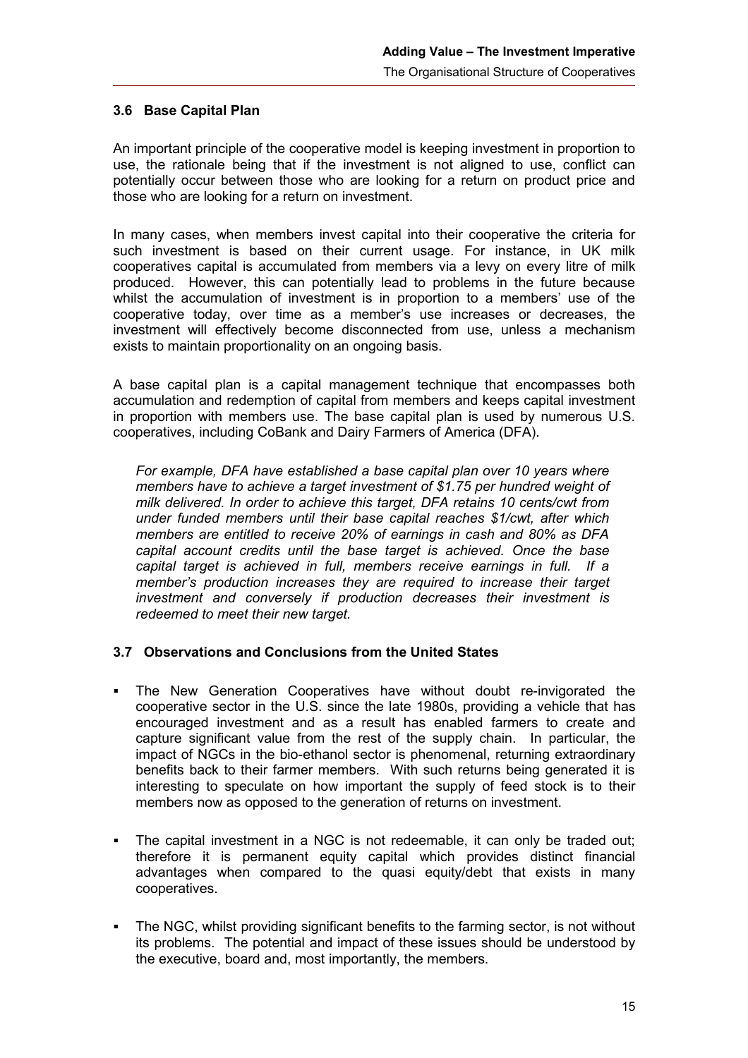### 3.6 Base Capital Plan

An important principle of the cooperative model is keeping investment in proportion to use, the rationale being that if the investment is not aligned to use, conflict can potentially occur between those who are looking for a return on product price and those who are looking for a return on investment.

In many cases, when members invest capital into their cooperative the criteria for such investment is based on their current usage. For instance, in UK milk cooperatives capital is accumulated from members via a levy on every litre of milk produced. However, this can potentially lead to problems in the future because whilst the accumulation of investment is in proportion to a members' use of the cooperative today, over time as a member's use increases or decreases, the investment will effectively become disconnected from use, unless a mechanism exists to maintain proportionality on an ongoing basis.

A base capital plan is a capital management technique that encompasses both accumulation and redemption of capital from members and keeps capital investment in proportion with members use. The base capital plan is used by numerous U.S. cooperatives, including CoBank and Dairy Farmers of America (DFA).

> *For example, DFA have established a base capital plan over 10 years where members have to achieve a target investment of $1.75 per hundred weight of milk delivered. In order to achieve this target, DFA retains 10 cents/cwt from under funded members until their base capital reaches $1/cwt, after which members are entitled to receive 20% of earnings in cash and 80% as DFA capital account credits until the base target is achieved. Once the base capital target is achieved in full, members receive earnings in full. If a member's production increases they are required to increase their target investment and conversely if production decreases their investment is redeemed to meet their new target.*

### 3.7 Observations and Conclusions from the United States

- The New Generation Cooperatives have without doubt re-invigorated the cooperative sector in the U.S. since the late 1980s, providing a vehicle that has encouraged investment and as a result has enabled farmers to create and capture significant value from the rest of the supply chain. In particular, the impact of NGCs in the bio-ethanol sector is phenomenal, returning extraordinary benefits back to their farmer members. With such returns being generated it is interesting to speculate on how important the supply of feed stock is to their members now as opposed to the generation of returns on investment.

- The capital investment in a NGC is not redeemable, it can only be traded out; therefore it is permanent equity capital which provides distinct financial advantages when compared to the quasi equity/debt that exists in many cooperatives.

- The NGC, whilst providing significant benefits to the farming sector, is not without its problems. The potential and impact of these issues should be understood by the executive, board and, most importantly, the members.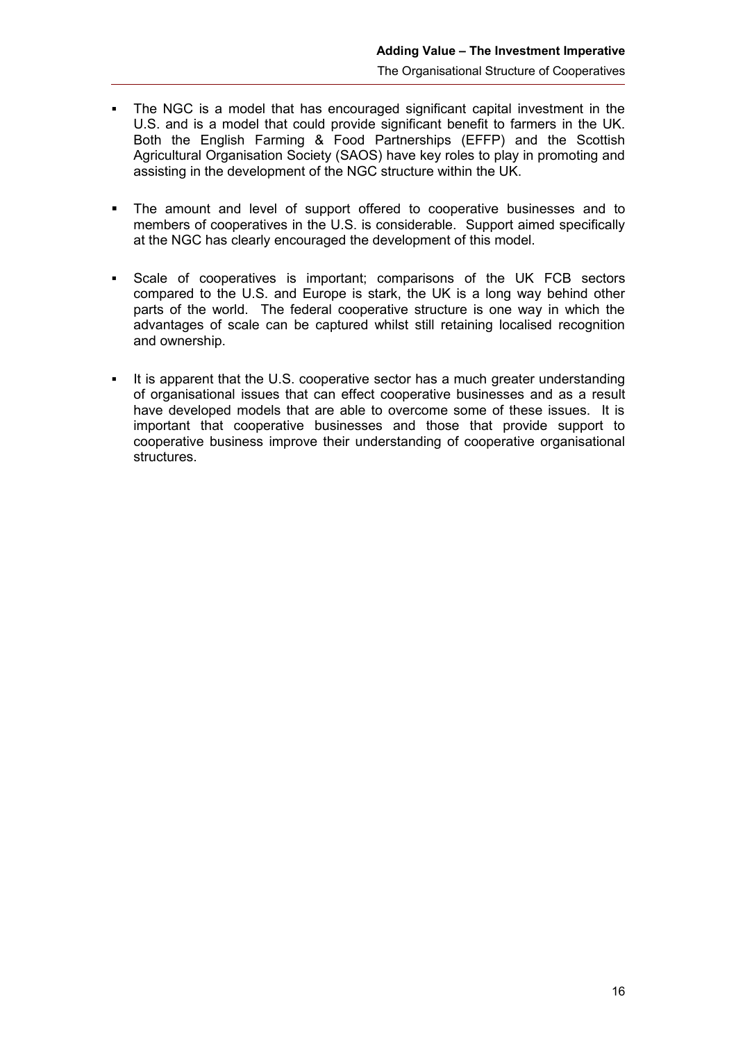- The NGC is a model that has encouraged significant capital investment in the U.S. and is a model that could provide significant benefit to farmers in the UK. Both the English Farming & Food Partnerships (EFFP) and the Scottish Agricultural Organisation Society (SAOS) have key roles to play in promoting and assisting in the development of the NGC structure within the UK.

- The amount and level of support offered to cooperative businesses and to members of cooperatives in the U.S. is considerable. Support aimed specifically at the NGC has clearly encouraged the development of this model.

- Scale of cooperatives is important; comparisons of the UK FCB sectors compared to the U.S. and Europe is stark, the UK is a long way behind other parts of the world. The federal cooperative structure is one way in which the advantages of scale can be captured whilst still retaining localised recognition and ownership.

- It is apparent that the U.S. cooperative sector has a much greater understanding of organisational issues that can effect cooperative businesses and as a result have developed models that are able to overcome some of these issues. It is important that cooperative businesses and those that provide support to cooperative business improve their understanding of cooperative organisational structures.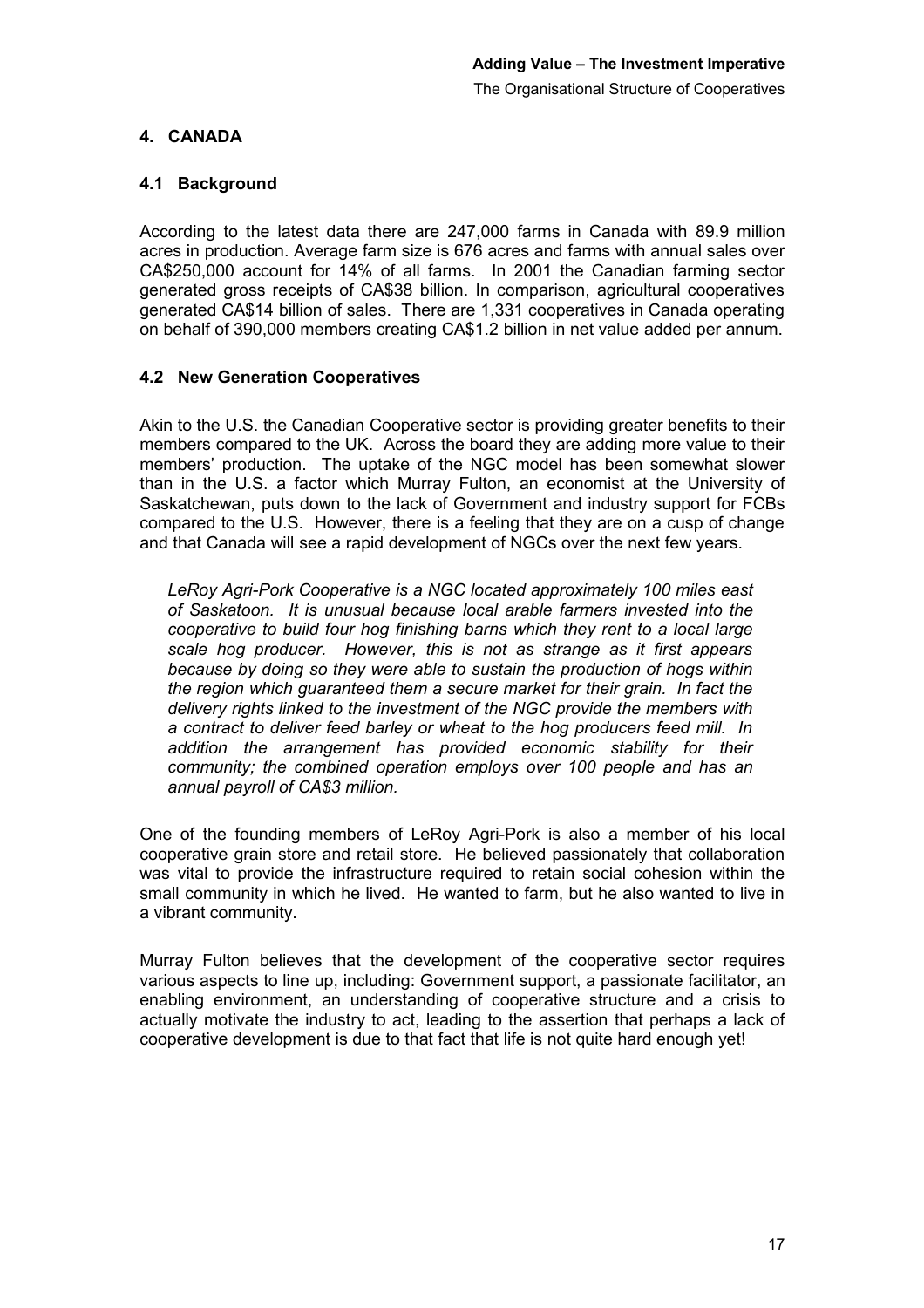## 4. CANADA

### 4.1 Background

According to the latest data there are 247,000 farms in Canada with 89.9 million acres in production. Average farm size is 676 acres and farms with annual sales over CA$250,000 account for 14% of all farms. In 2001 the Canadian farming sector generated gross receipts of CA$38 billion. In comparison, agricultural cooperatives generated CA$14 billion of sales. There are 1,331 cooperatives in Canada operating on behalf of 390,000 members creating CA$1.2 billion in net value added per annum.

### 4.2 New Generation Cooperatives

Akin to the U.S. the Canadian Cooperative sector is providing greater benefits to their members compared to the UK. Across the board they are adding more value to their members' production. The uptake of the NGC model has been somewhat slower than in the U.S. a factor which Murray Fulton, an economist at the University of Saskatchewan, puts down to the lack of Government and industry support for FCBs compared to the U.S. However, there is a feeling that they are on a cusp of change and that Canada will see a rapid development of NGCs over the next few years.

*LeRoy Agri-Pork Cooperative is a NGC located approximately 100 miles east of Saskatoon. It is unusual because local arable farmers invested into the cooperative to build four hog finishing barns which they rent to a local large scale hog producer. However, this is not as strange as it first appears because by doing so they were able to sustain the production of hogs within the region which guaranteed them a secure market for their grain. In fact the delivery rights linked to the investment of the NGC provide the members with a contract to deliver feed barley or wheat to the hog producers feed mill. In addition the arrangement has provided economic stability for their community; the combined operation employs over 100 people and has an annual payroll of CA$3 million.*

One of the founding members of LeRoy Agri-Pork is also a member of his local cooperative grain store and retail store. He believed passionately that collaboration was vital to provide the infrastructure required to retain social cohesion within the small community in which he lived. He wanted to farm, but he also wanted to live in a vibrant community.

Murray Fulton believes that the development of the cooperative sector requires various aspects to line up, including: Government support, a passionate facilitator, an enabling environment, an understanding of cooperative structure and a crisis to actually motivate the industry to act, leading to the assertion that perhaps a lack of cooperative development is due to that fact that life is not quite hard enough yet!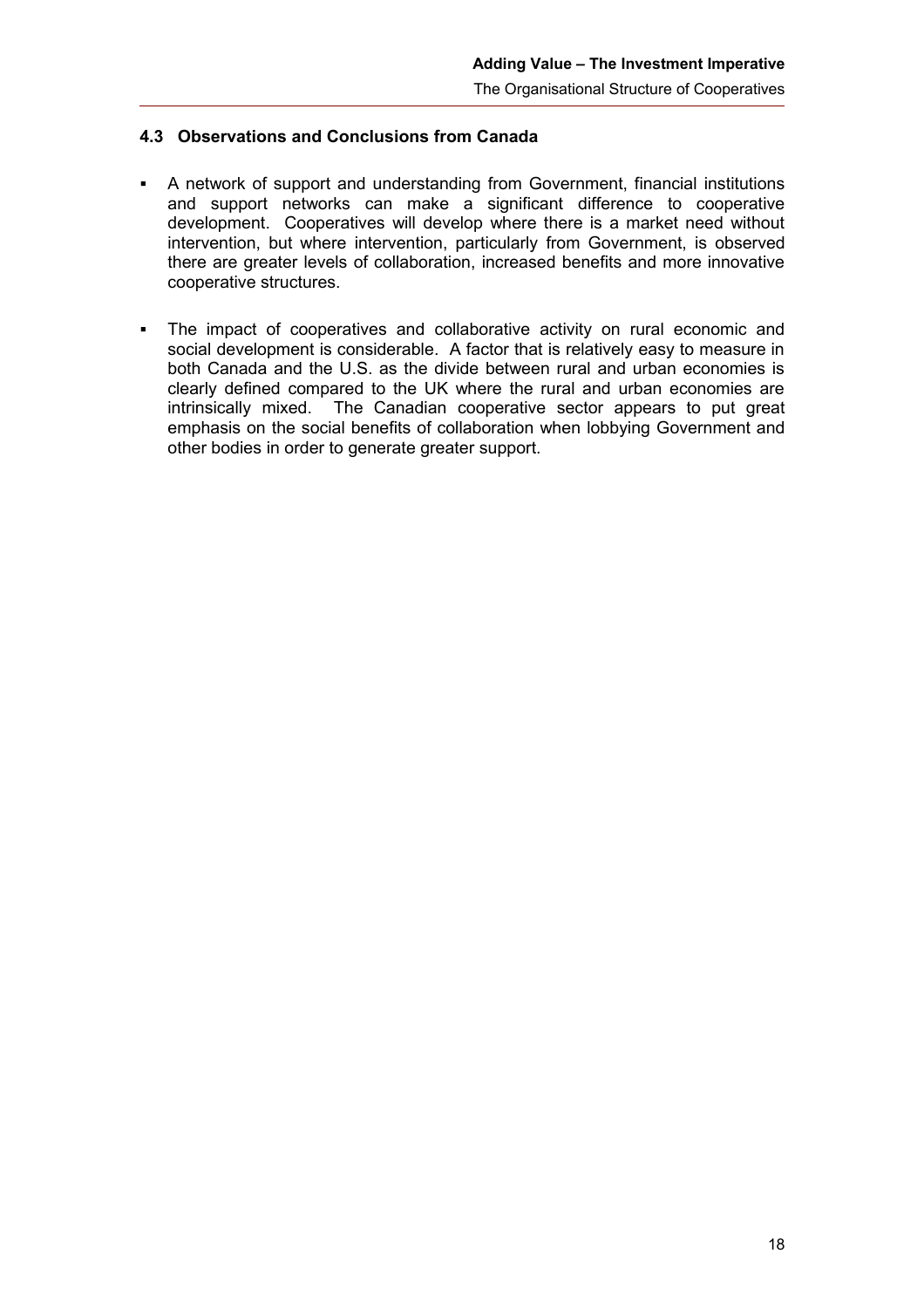### 4.3 Observations and Conclusions from Canada

- A network of support and understanding from Government, financial institutions and support networks can make a significant difference to cooperative development. Cooperatives will develop where there is a market need without intervention, but where intervention, particularly from Government, is observed there are greater levels of collaboration, increased benefits and more innovative cooperative structures.

- The impact of cooperatives and collaborative activity on rural economic and social development is considerable. A factor that is relatively easy to measure in both Canada and the U.S. as the divide between rural and urban economies is clearly defined compared to the UK where the rural and urban economies are intrinsically mixed. The Canadian cooperative sector appears to put great emphasis on the social benefits of collaboration when lobbying Government and other bodies in order to generate greater support.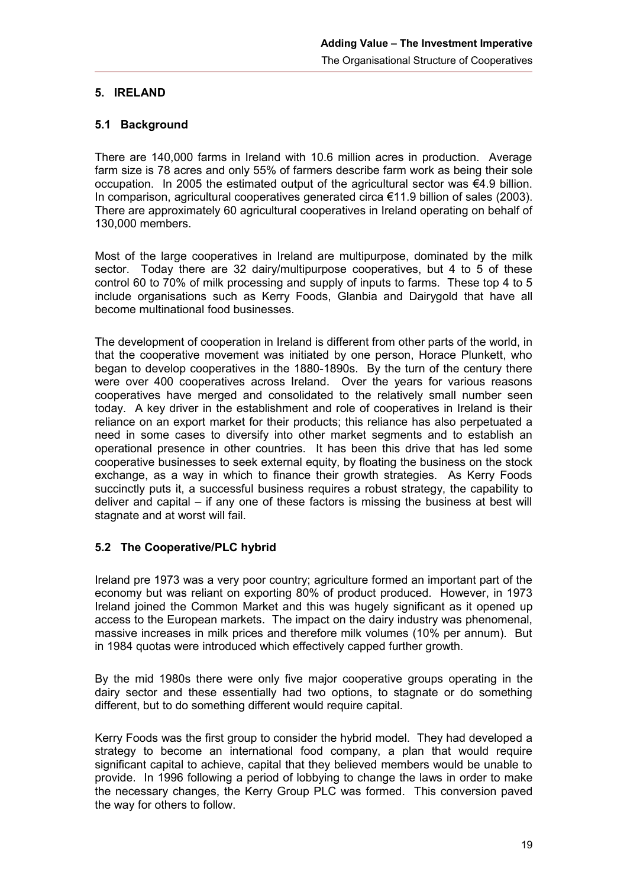## 5. IRELAND

### 5.1 Background

There are 140,000 farms in Ireland with 10.6 million acres in production. Average farm size is 78 acres and only 55% of farmers describe farm work as being their sole occupation. In 2005 the estimated output of the agricultural sector was €4.9 billion. In comparison, agricultural cooperatives generated circa €11.9 billion of sales (2003). There are approximately 60 agricultural cooperatives in Ireland operating on behalf of 130,000 members.

Most of the large cooperatives in Ireland are multipurpose, dominated by the milk sector. Today there are 32 dairy/multipurpose cooperatives, but 4 to 5 of these control 60 to 70% of milk processing and supply of inputs to farms. These top 4 to 5 include organisations such as Kerry Foods, Glanbia and Dairygold that have all become multinational food businesses.

The development of cooperation in Ireland is different from other parts of the world, in that the cooperative movement was initiated by one person, Horace Plunkett, who began to develop cooperatives in the 1880-1890s. By the turn of the century there were over 400 cooperatives across Ireland. Over the years for various reasons cooperatives have merged and consolidated to the relatively small number seen today. A key driver in the establishment and role of cooperatives in Ireland is their reliance on an export market for their products; this reliance has also perpetuated a need in some cases to diversify into other market segments and to establish an operational presence in other countries. It has been this drive that has led some cooperative businesses to seek external equity, by floating the business on the stock exchange, as a way in which to finance their growth strategies. As Kerry Foods succinctly puts it, a successful business requires a robust strategy, the capability to deliver and capital – if any one of these factors is missing the business at best will stagnate and at worst will fail.

### 5.2 The Cooperative/PLC hybrid

Ireland pre 1973 was a very poor country; agriculture formed an important part of the economy but was reliant on exporting 80% of product produced. However, in 1973 Ireland joined the Common Market and this was hugely significant as it opened up access to the European markets. The impact on the dairy industry was phenomenal, massive increases in milk prices and therefore milk volumes (10% per annum). But in 1984 quotas were introduced which effectively capped further growth.

By the mid 1980s there were only five major cooperative groups operating in the dairy sector and these essentially had two options, to stagnate or do something different, but to do something different would require capital.

Kerry Foods was the first group to consider the hybrid model. They had developed a strategy to become an international food company, a plan that would require significant capital to achieve, capital that they believed members would be unable to provide. In 1996 following a period of lobbying to change the laws in order to make the necessary changes, the Kerry Group PLC was formed. This conversion paved the way for others to follow.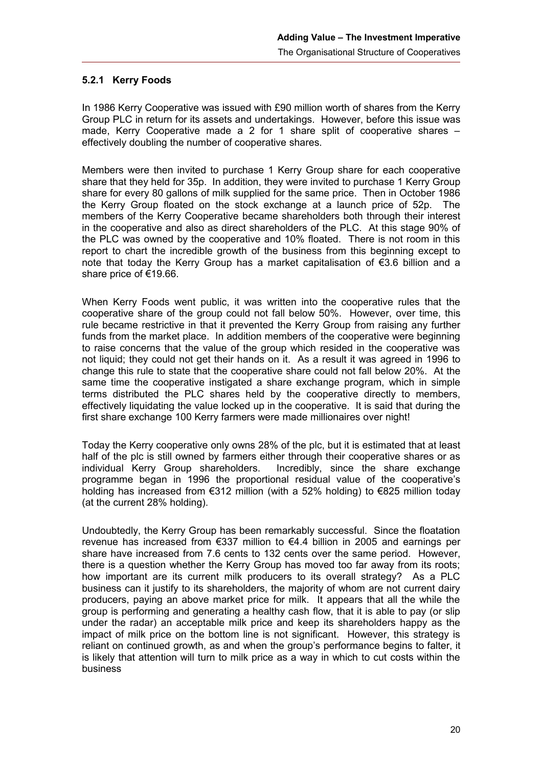### 5.2.1 Kerry Foods

In 1986 Kerry Cooperative was issued with £90 million worth of shares from the Kerry Group PLC in return for its assets and undertakings. However, before this issue was made, Kerry Cooperative made a 2 for 1 share split of cooperative shares – effectively doubling the number of cooperative shares.

Members were then invited to purchase 1 Kerry Group share for each cooperative share that they held for 35p. In addition, they were invited to purchase 1 Kerry Group share for every 80 gallons of milk supplied for the same price. Then in October 1986 the Kerry Group floated on the stock exchange at a launch price of 52p. The members of the Kerry Cooperative became shareholders both through their interest in the cooperative and also as direct shareholders of the PLC. At this stage 90% of the PLC was owned by the cooperative and 10% floated. There is not room in this report to chart the incredible growth of the business from this beginning except to note that today the Kerry Group has a market capitalisation of €3.6 billion and a share price of €19.66.

When Kerry Foods went public, it was written into the cooperative rules that the cooperative share of the group could not fall below 50%. However, over time, this rule became restrictive in that it prevented the Kerry Group from raising any further funds from the market place. In addition members of the cooperative were beginning to raise concerns that the value of the group which resided in the cooperative was not liquid; they could not get their hands on it. As a result it was agreed in 1996 to change this rule to state that the cooperative share could not fall below 20%. At the same time the cooperative instigated a share exchange program, which in simple terms distributed the PLC shares held by the cooperative directly to members, effectively liquidating the value locked up in the cooperative. It is said that during the first share exchange 100 Kerry farmers were made millionaires over night!

Today the Kerry cooperative only owns 28% of the plc, but it is estimated that at least half of the plc is still owned by farmers either through their cooperative shares or as individual Kerry Group shareholders. Incredibly, since the share exchange programme began in 1996 the proportional residual value of the cooperative's holding has increased from €312 million (with a 52% holding) to €825 million today (at the current 28% holding).

Undoubtedly, the Kerry Group has been remarkably successful. Since the floatation revenue has increased from €337 million to €4.4 billion in 2005 and earnings per share have increased from 7.6 cents to 132 cents over the same period. However, there is a question whether the Kerry Group has moved too far away from its roots; how important are its current milk producers to its overall strategy? As a PLC business can it justify to its shareholders, the majority of whom are not current dairy producers, paying an above market price for milk. It appears that all the while the group is performing and generating a healthy cash flow, that it is able to pay (or slip under the radar) an acceptable milk price and keep its shareholders happy as the impact of milk price on the bottom line is not significant. However, this strategy is reliant on continued growth, as and when the group's performance begins to falter, it is likely that attention will turn to milk price as a way in which to cut costs within the business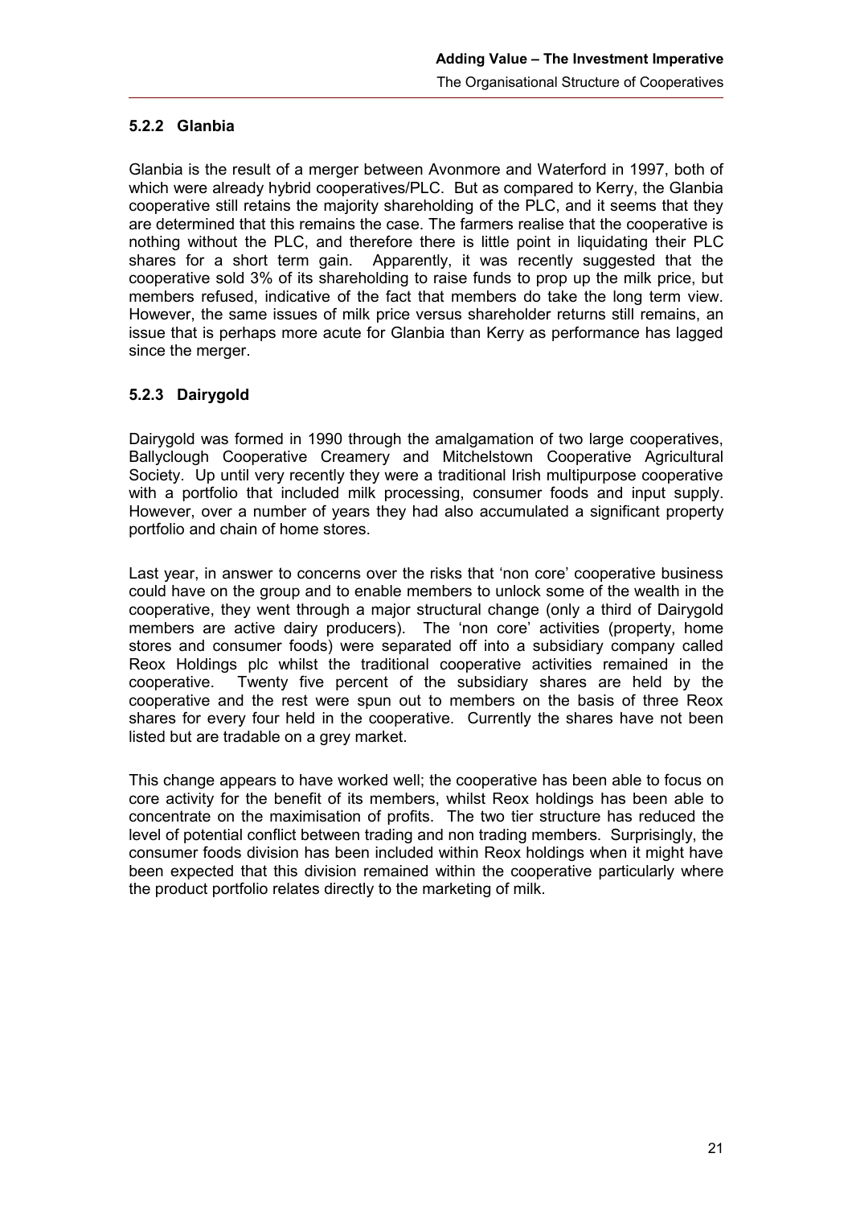### 5.2.2 Glanbia

Glanbia is the result of a merger between Avonmore and Waterford in 1997, both of which were already hybrid cooperatives/PLC. But as compared to Kerry, the Glanbia cooperative still retains the majority shareholding of the PLC, and it seems that they are determined that this remains the case. The farmers realise that the cooperative is nothing without the PLC, and therefore there is little point in liquidating their PLC shares for a short term gain. Apparently, it was recently suggested that the cooperative sold 3% of its shareholding to raise funds to prop up the milk price, but members refused, indicative of the fact that members do take the long term view. However, the same issues of milk price versus shareholder returns still remains, an issue that is perhaps more acute for Glanbia than Kerry as performance has lagged since the merger.

### 5.2.3 Dairygold

Dairygold was formed in 1990 through the amalgamation of two large cooperatives, Ballyclough Cooperative Creamery and Mitchelstown Cooperative Agricultural Society. Up until very recently they were a traditional Irish multipurpose cooperative with a portfolio that included milk processing, consumer foods and input supply. However, over a number of years they had also accumulated a significant property portfolio and chain of home stores.

Last year, in answer to concerns over the risks that 'non core' cooperative business could have on the group and to enable members to unlock some of the wealth in the cooperative, they went through a major structural change (only a third of Dairygold members are active dairy producers). The 'non core' activities (property, home stores and consumer foods) were separated off into a subsidiary company called Reox Holdings plc whilst the traditional cooperative activities remained in the cooperative. Twenty five percent of the subsidiary shares are held by the cooperative and the rest were spun out to members on the basis of three Reox shares for every four held in the cooperative. Currently the shares have not been listed but are tradable on a grey market.

This change appears to have worked well; the cooperative has been able to focus on core activity for the benefit of its members, whilst Reox holdings has been able to concentrate on the maximisation of profits. The two tier structure has reduced the level of potential conflict between trading and non trading members. Surprisingly, the consumer foods division has been included within Reox holdings when it might have been expected that this division remained within the cooperative particularly where the product portfolio relates directly to the marketing of milk.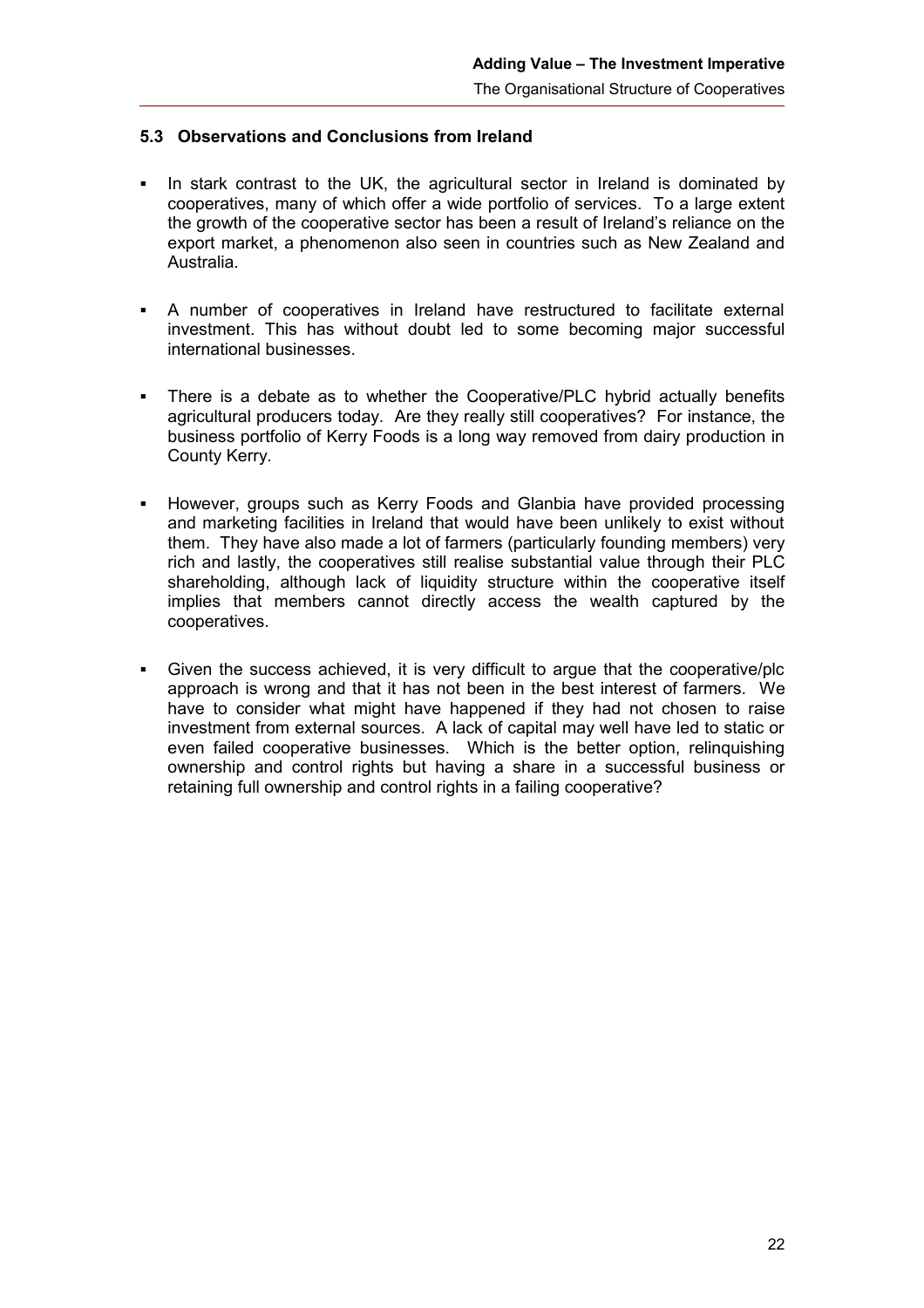### 5.3 Observations and Conclusions from Ireland

- In stark contrast to the UK, the agricultural sector in Ireland is dominated by cooperatives, many of which offer a wide portfolio of services. To a large extent the growth of the cooperative sector has been a result of Ireland's reliance on the export market, a phenomenon also seen in countries such as New Zealand and Australia.

- A number of cooperatives in Ireland have restructured to facilitate external investment. This has without doubt led to some becoming major successful international businesses.

- There is a debate as to whether the Cooperative/PLC hybrid actually benefits agricultural producers today. Are they really still cooperatives? For instance, the business portfolio of Kerry Foods is a long way removed from dairy production in County Kerry.

- However, groups such as Kerry Foods and Glanbia have provided processing and marketing facilities in Ireland that would have been unlikely to exist without them. They have also made a lot of farmers (particularly founding members) very rich and lastly, the cooperatives still realise substantial value through their PLC shareholding, although lack of liquidity structure within the cooperative itself implies that members cannot directly access the wealth captured by the cooperatives.

- Given the success achieved, it is very difficult to argue that the cooperative/plc approach is wrong and that it has not been in the best interest of farmers. We have to consider what might have happened if they had not chosen to raise investment from external sources. A lack of capital may well have led to static or even failed cooperative businesses. Which is the better option, relinquishing ownership and control rights but having a share in a successful business or retaining full ownership and control rights in a failing cooperative?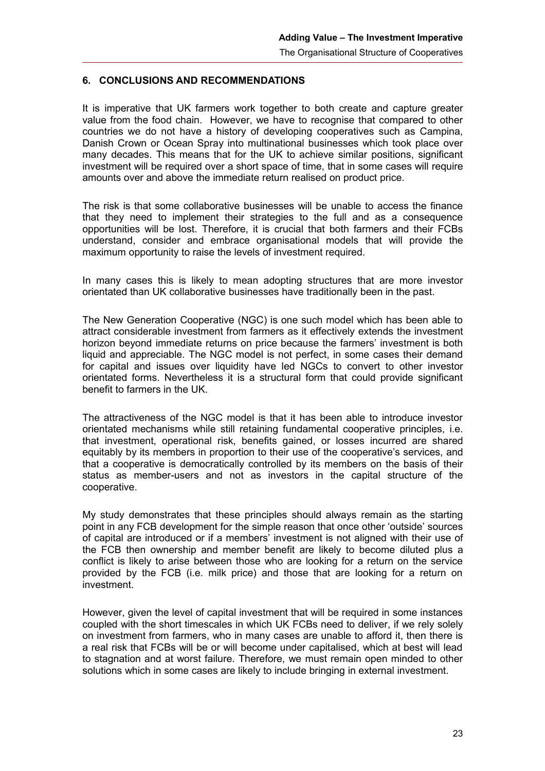## 6. CONCLUSIONS AND RECOMMENDATIONS

It is imperative that UK farmers work together to both create and capture greater value from the food chain. However, we have to recognise that compared to other countries we do not have a history of developing cooperatives such as Campina, Danish Crown or Ocean Spray into multinational businesses which took place over many decades. This means that for the UK to achieve similar positions, significant investment will be required over a short space of time, that in some cases will require amounts over and above the immediate return realised on product price.

The risk is that some collaborative businesses will be unable to access the finance that they need to implement their strategies to the full and as a consequence opportunities will be lost. Therefore, it is crucial that both farmers and their FCBs understand, consider and embrace organisational models that will provide the maximum opportunity to raise the levels of investment required.

In many cases this is likely to mean adopting structures that are more investor orientated than UK collaborative businesses have traditionally been in the past.

The New Generation Cooperative (NGC) is one such model which has been able to attract considerable investment from farmers as it effectively extends the investment horizon beyond immediate returns on price because the farmers' investment is both liquid and appreciable. The NGC model is not perfect, in some cases their demand for capital and issues over liquidity have led NGCs to convert to other investor orientated forms. Nevertheless it is a structural form that could provide significant benefit to farmers in the UK.

The attractiveness of the NGC model is that it has been able to introduce investor orientated mechanisms while still retaining fundamental cooperative principles, i.e. that investment, operational risk, benefits gained, or losses incurred are shared equitably by its members in proportion to their use of the cooperative's services, and that a cooperative is democratically controlled by its members on the basis of their status as member-users and not as investors in the capital structure of the cooperative.

My study demonstrates that these principles should always remain as the starting point in any FCB development for the simple reason that once other 'outside' sources of capital are introduced or if a members' investment is not aligned with their use of the FCB then ownership and member benefit are likely to become diluted plus a conflict is likely to arise between those who are looking for a return on the service provided by the FCB (i.e. milk price) and those that are looking for a return on investment.

However, given the level of capital investment that will be required in some instances coupled with the short timescales in which UK FCBs need to deliver, if we rely solely on investment from farmers, who in many cases are unable to afford it, then there is a real risk that FCBs will be or will become under capitalised, which at best will lead to stagnation and at worst failure. Therefore, we must remain open minded to other solutions which in some cases are likely to include bringing in external investment.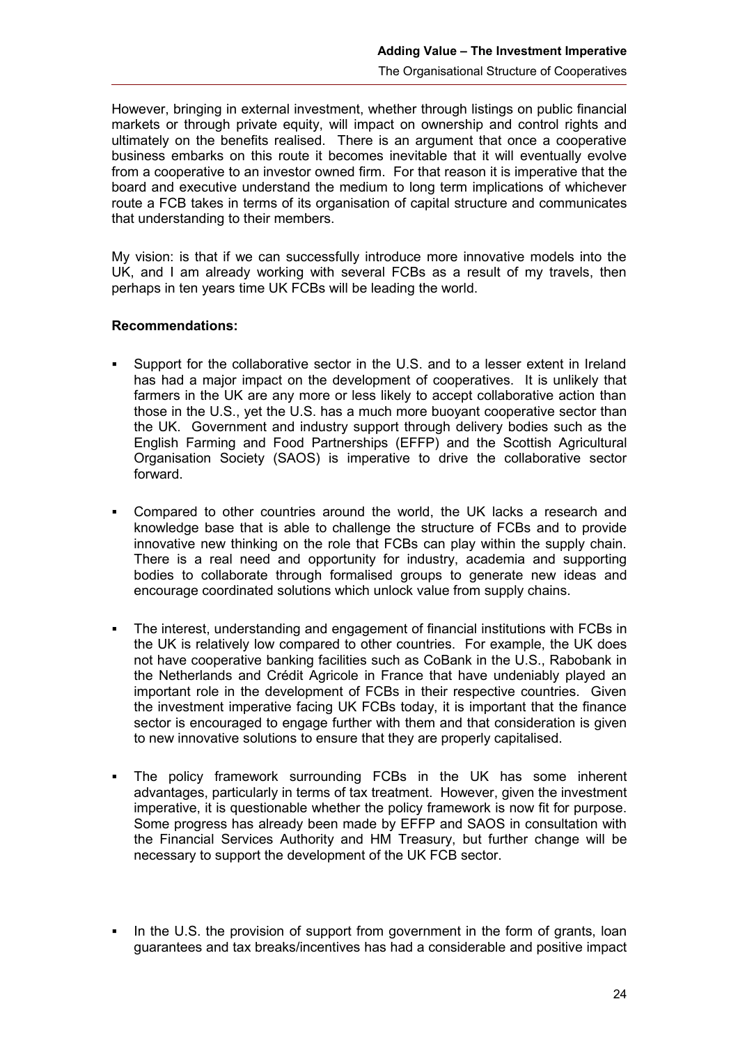However, bringing in external investment, whether through listings on public financial markets or through private equity, will impact on ownership and control rights and ultimately on the benefits realised. There is an argument that once a cooperative business embarks on this route it becomes inevitable that it will eventually evolve from a cooperative to an investor owned firm. For that reason it is imperative that the board and executive understand the medium to long term implications of whichever route a FCB takes in terms of its organisation of capital structure and communicates that understanding to their members.

My vision: is that if we can successfully introduce more innovative models into the UK, and I am already working with several FCBs as a result of my travels, then perhaps in ten years time UK FCBs will be leading the world.

**Recommendations:**

- Support for the collaborative sector in the U.S. and to a lesser extent in Ireland has had a major impact on the development of cooperatives. It is unlikely that farmers in the UK are any more or less likely to accept collaborative action than those in the U.S., yet the U.S. has a much more buoyant cooperative sector than the UK. Government and industry support through delivery bodies such as the English Farming and Food Partnerships (EFFP) and the Scottish Agricultural Organisation Society (SAOS) is imperative to drive the collaborative sector forward.

- Compared to other countries around the world, the UK lacks a research and knowledge base that is able to challenge the structure of FCBs and to provide innovative new thinking on the role that FCBs can play within the supply chain. There is a real need and opportunity for industry, academia and supporting bodies to collaborate through formalised groups to generate new ideas and encourage coordinated solutions which unlock value from supply chains.

- The interest, understanding and engagement of financial institutions with FCBs in the UK is relatively low compared to other countries. For example, the UK does not have cooperative banking facilities such as CoBank in the U.S., Rabobank in the Netherlands and Crédit Agricole in France that have undeniably played an important role in the development of FCBs in their respective countries. Given the investment imperative facing UK FCBs today, it is important that the finance sector is encouraged to engage further with them and that consideration is given to new innovative solutions to ensure that they are properly capitalised.

- The policy framework surrounding FCBs in the UK has some inherent advantages, particularly in terms of tax treatment. However, given the investment imperative, it is questionable whether the policy framework is now fit for purpose. Some progress has already been made by EFFP and SAOS in consultation with the Financial Services Authority and HM Treasury, but further change will be necessary to support the development of the UK FCB sector.

- In the U.S. the provision of support from government in the form of grants, loan guarantees and tax breaks/incentives has had a considerable and positive impact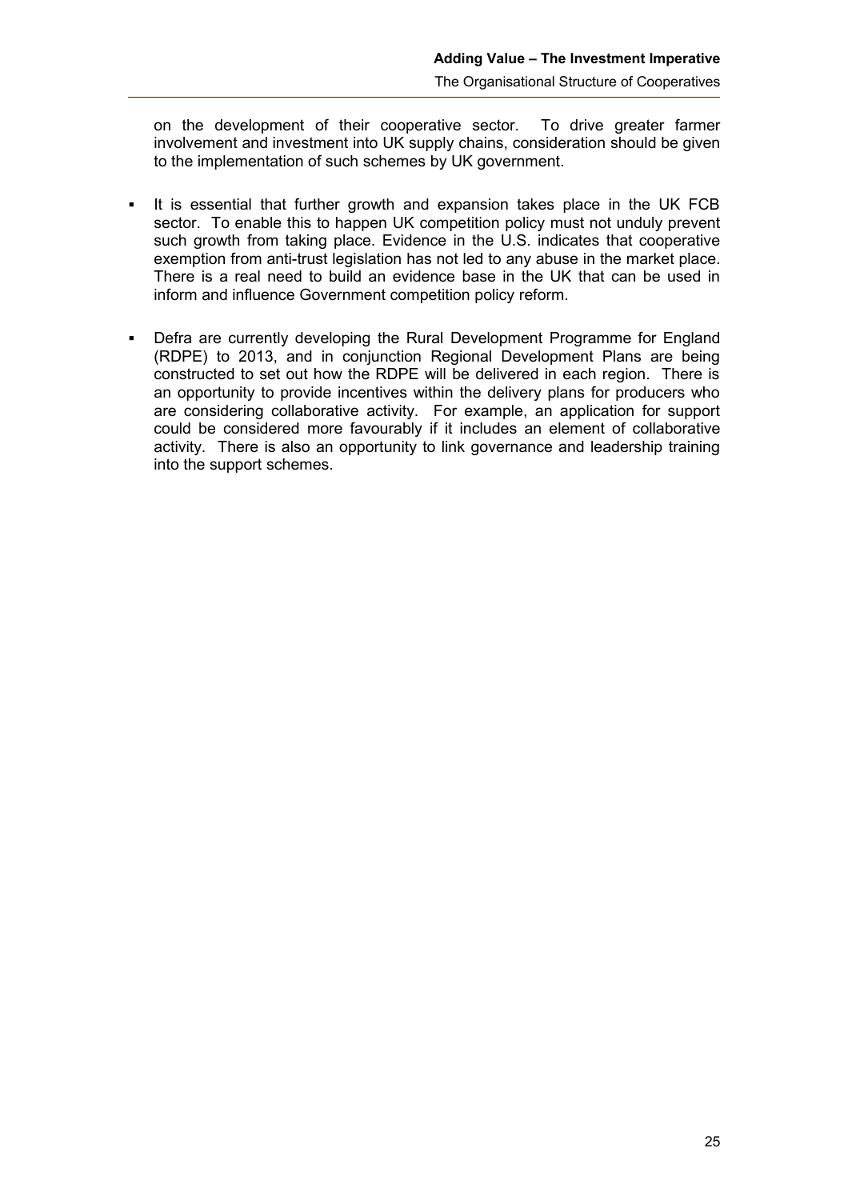on the development of their cooperative sector. To drive greater farmer involvement and investment into UK supply chains, consideration should be given to the implementation of such schemes by UK government.

- It is essential that further growth and expansion takes place in the UK FCB sector. To enable this to happen UK competition policy must not unduly prevent such growth from taking place. Evidence in the U.S. indicates that cooperative exemption from anti-trust legislation has not led to any abuse in the market place. There is a real need to build an evidence base in the UK that can be used in inform and influence Government competition policy reform.
- Defra are currently developing the Rural Development Programme for England (RDPE) to 2013, and in conjunction Regional Development Plans are being constructed to set out how the RDPE will be delivered in each region. There is an opportunity to provide incentives within the delivery plans for producers who are considering collaborative activity. For example, an application for support could be considered more favourably if it includes an element of collaborative activity. There is also an opportunity to link governance and leadership training into the support schemes.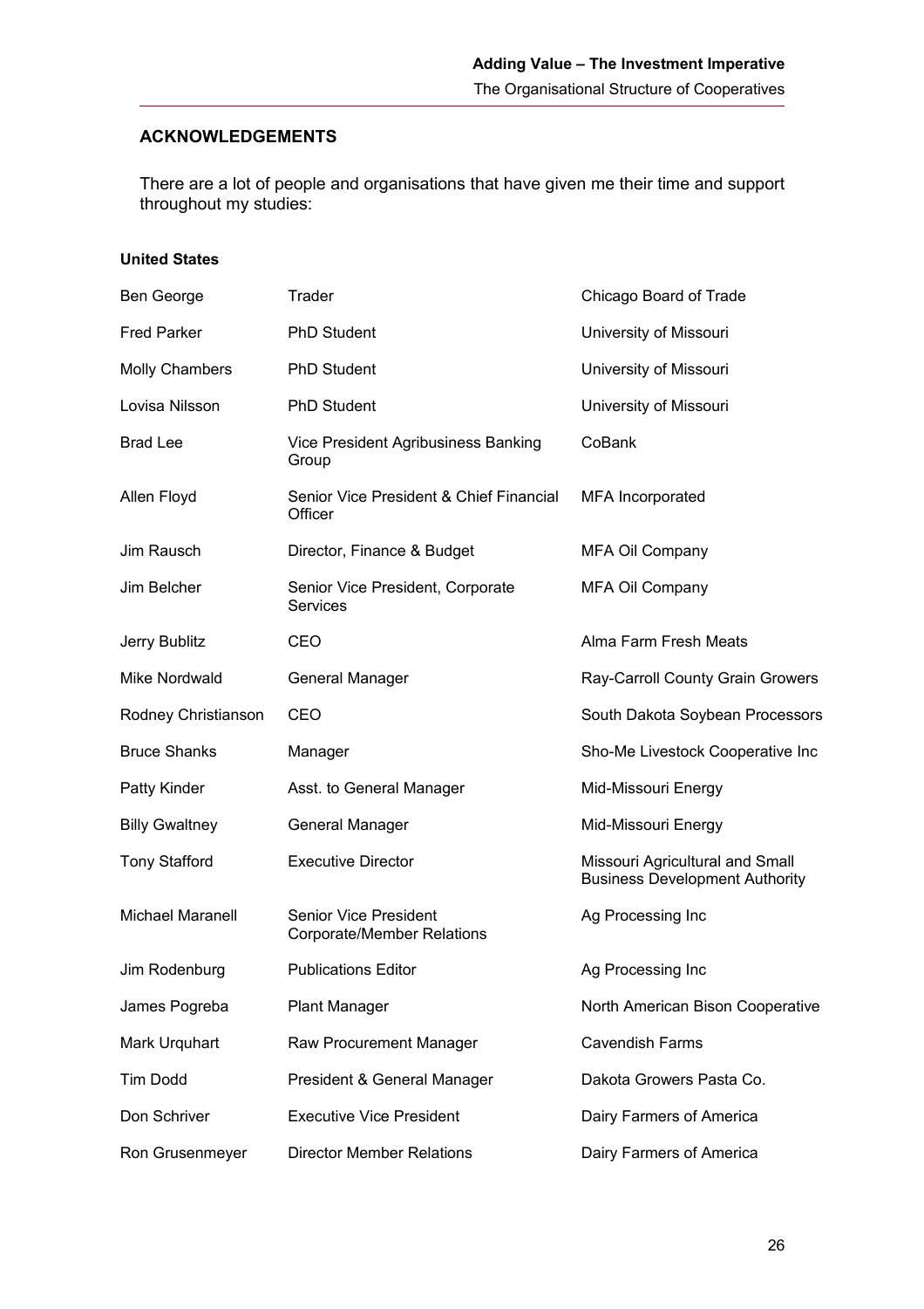## ACKNOWLEDGEMENTS

There are a lot of people and organisations that have given me their time and support throughout my studies:

**United States**

| | | |
|---|---|---|
| Ben George | Trader | Chicago Board of Trade |
| Fred Parker | PhD Student | University of Missouri |
| Molly Chambers | PhD Student | University of Missouri |
| Lovisa Nilsson | PhD Student | University of Missouri |
| Brad Lee | Vice President Agribusiness Banking Group | CoBank |
| Allen Floyd | Senior Vice President & Chief Financial Officer | MFA Incorporated |
| Jim Rausch | Director, Finance & Budget | MFA Oil Company |
| Jim Belcher | Senior Vice President, Corporate Services | MFA Oil Company |
| Jerry Bublitz | CEO | Alma Farm Fresh Meats |
| Mike Nordwald | General Manager | Ray-Carroll County Grain Growers |
| Rodney Christianson | CEO | South Dakota Soybean Processors |
| Bruce Shanks | Manager | Sho-Me Livestock Cooperative Inc |
| Patty Kinder | Asst. to General Manager | Mid-Missouri Energy |
| Billy Gwaltney | General Manager | Mid-Missouri Energy |
| Tony Stafford | Executive Director | Missouri Agricultural and Small Business Development Authority |
| Michael Maranell | Senior Vice President Corporate/Member Relations | Ag Processing Inc |
| Jim Rodenburg | Publications Editor | Ag Processing Inc |
| James Pogreba | Plant Manager | North American Bison Cooperative |
| Mark Urquhart | Raw Procurement Manager | Cavendish Farms |
| Tim Dodd | President & General Manager | Dakota Growers Pasta Co. |
| Don Schriver | Executive Vice President | Dairy Farmers of America |
| Ron Grusenmeyer | Director Member Relations | Dairy Farmers of America |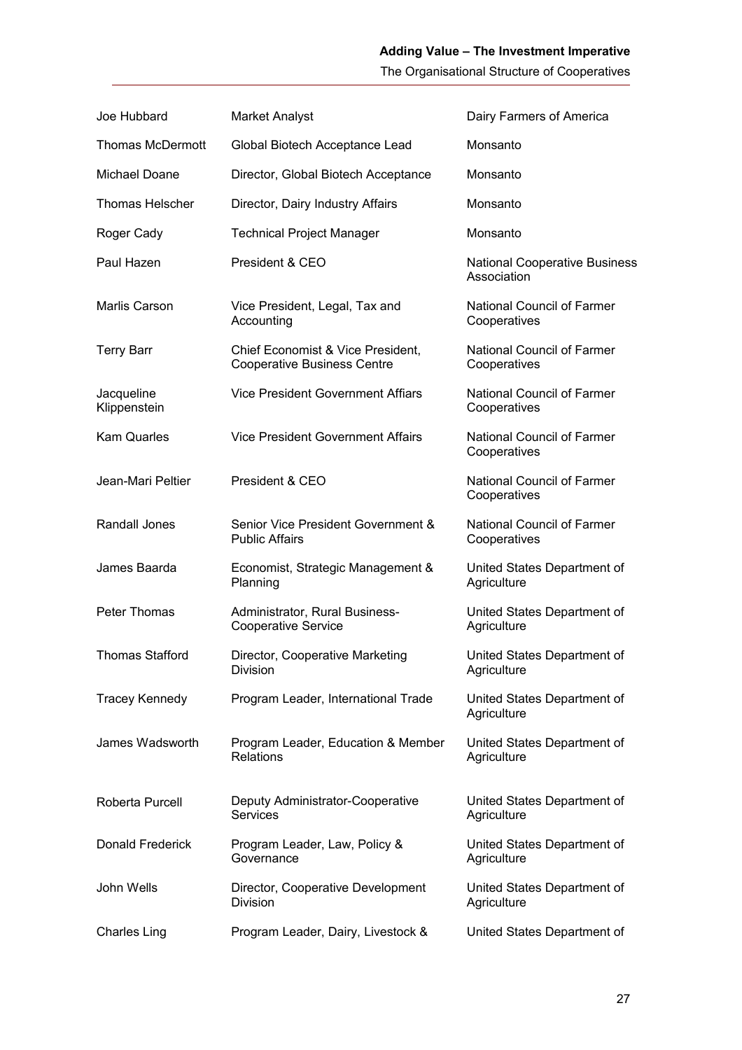| | | |
|---|---|---|
| Joe Hubbard | Market Analyst | Dairy Farmers of America |
| Thomas McDermott | Global Biotech Acceptance Lead | Monsanto |
| Michael Doane | Director, Global Biotech Acceptance | Monsanto |
| Thomas Helscher | Director, Dairy Industry Affairs | Monsanto |
| Roger Cady | Technical Project Manager | Monsanto |
| Paul Hazen | President & CEO | National Cooperative Business Association |
| Marlis Carson | Vice President, Legal, Tax and Accounting | National Council of Farmer Cooperatives |
| Terry Barr | Chief Economist & Vice President, Cooperative Business Centre | National Council of Farmer Cooperatives |
| Jacqueline Klippenstein | Vice President Government Affiars | National Council of Farmer Cooperatives |
| Kam Quarles | Vice President Government Affairs | National Council of Farmer Cooperatives |
| Jean-Mari Peltier | President & CEO | National Council of Farmer Cooperatives |
| Randall Jones | Senior Vice President Government & Public Affairs | National Council of Farmer Cooperatives |
| James Baarda | Economist, Strategic Management & Planning | United States Department of Agriculture |
| Peter Thomas | Administrator, Rural Business-Cooperative Service | United States Department of Agriculture |
| Thomas Stafford | Director, Cooperative Marketing Division | United States Department of Agriculture |
| Tracey Kennedy | Program Leader, International Trade | United States Department of Agriculture |
| James Wadsworth | Program Leader, Education & Member Relations | United States Department of Agriculture |
| Roberta Purcell | Deputy Administrator-Cooperative Services | United States Department of Agriculture |
| Donald Frederick | Program Leader, Law, Policy & Governance | United States Department of Agriculture |
| John Wells | Director, Cooperative Development Division | United States Department of Agriculture |
| Charles Ling | Program Leader, Dairy, Livestock & | United States Department of |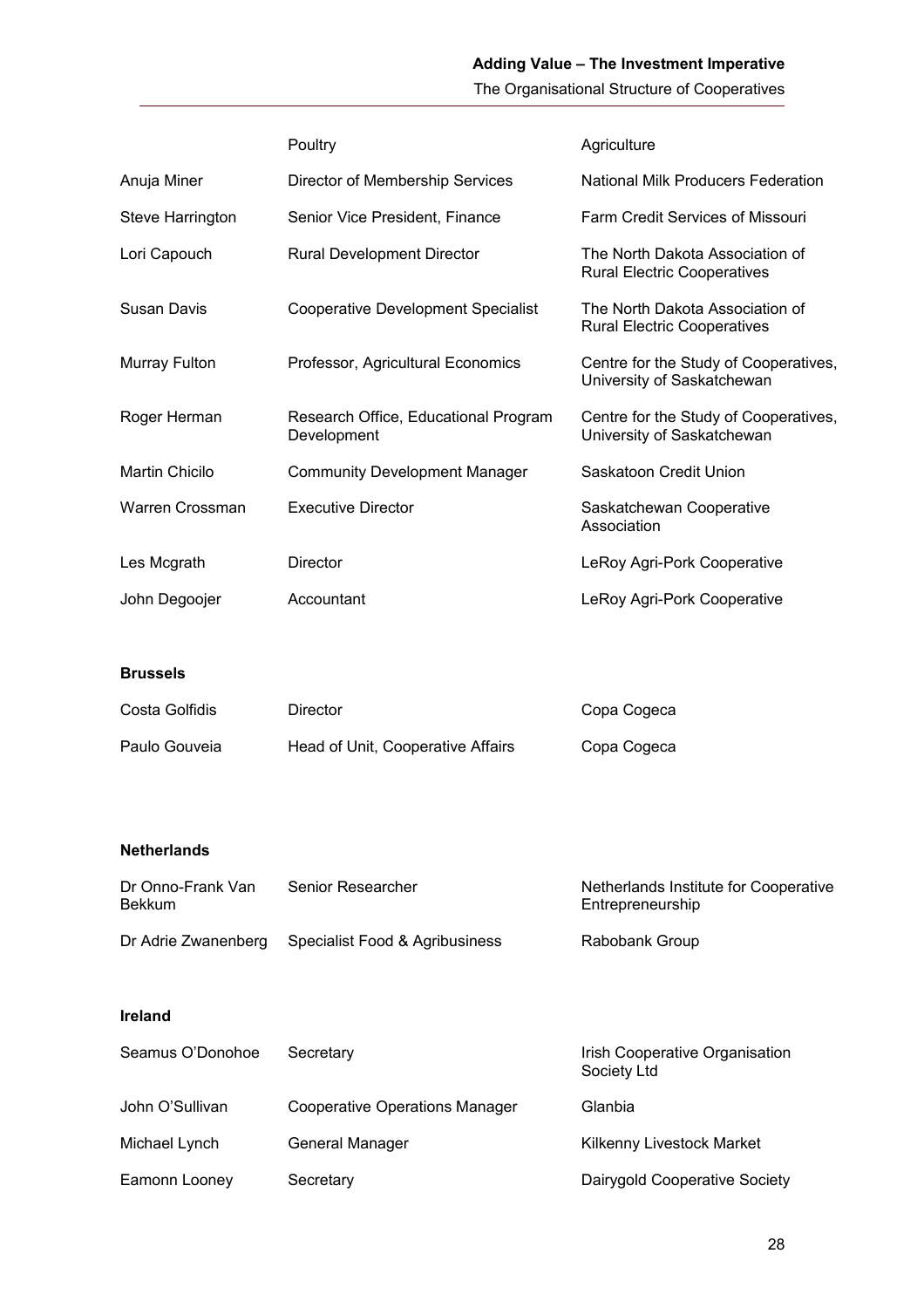| | Poultry | Agriculture |
|---|---|---|
| Anuja Miner | Director of Membership Services | National Milk Producers Federation |
| Steve Harrington | Senior Vice President, Finance | Farm Credit Services of Missouri |
| Lori Capouch | Rural Development Director | The North Dakota Association of Rural Electric Cooperatives |
| Susan Davis | Cooperative Development Specialist | The North Dakota Association of Rural Electric Cooperatives |
| Murray Fulton | Professor, Agricultural Economics | Centre for the Study of Cooperatives, University of Saskatchewan |
| Roger Herman | Research Office, Educational Program Development | Centre for the Study of Cooperatives, University of Saskatchewan |
| Martin Chicilo | Community Development Manager | Saskatoon Credit Union |
| Warren Crossman | Executive Director | Saskatchewan Cooperative Association |
| Les Mcgrath | Director | LeRoy Agri-Pork Cooperative |
| John Degoojer | Accountant | LeRoy Agri-Pork Cooperative |

**Brussels**

| | | |
|---|---|---|
| Costa Golfidis | Director | Copa Cogeca |
| Paulo Gouveia | Head of Unit, Cooperative Affairs | Copa Cogeca |

**Netherlands**

| | | |
|---|---|---|
| Dr Onno-Frank Van Bekkum | Senior Researcher | Netherlands Institute for Cooperative Entrepreneurship |
| Dr Adrie Zwanenberg | Specialist Food & Agribusiness | Rabobank Group |

**Ireland**

| | | |
|---|---|---|
| Seamus O'Donohoe | Secretary | Irish Cooperative Organisation Society Ltd |
| John O'Sullivan | Cooperative Operations Manager | Glanbia |
| Michael Lynch | General Manager | Kilkenny Livestock Market |
| Eamonn Looney | Secretary | Dairygold Cooperative Society |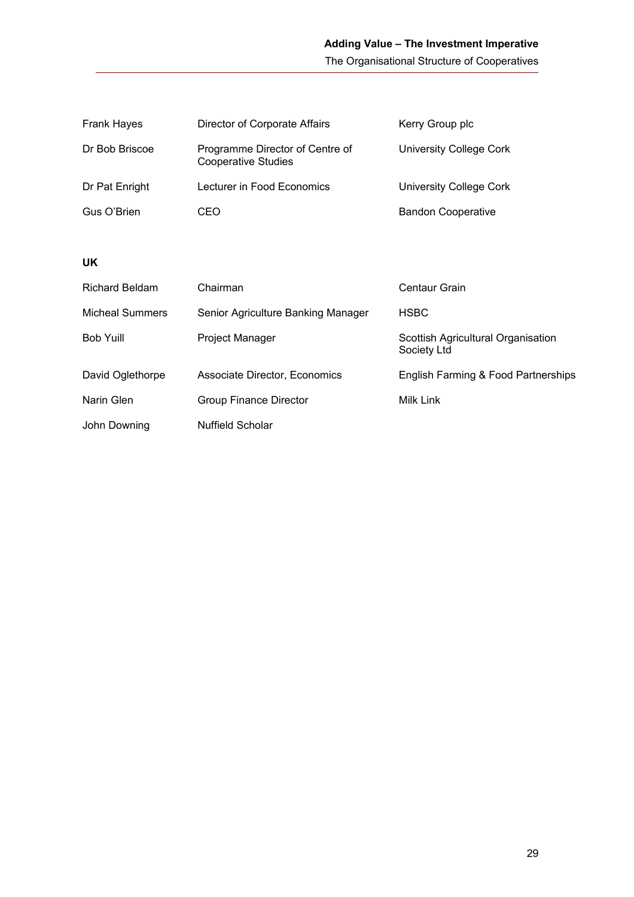| | | |
|---|---|---|
| Frank Hayes | Director of Corporate Affairs | Kerry Group plc |
| Dr Bob Briscoe | Programme Director of Centre of Cooperative Studies | University College Cork |
| Dr Pat Enright | Lecturer in Food Economics | University College Cork |
| Gus O'Brien | CEO | Bandon Cooperative |

**UK**

| | | |
|---|---|---|
| Richard Beldam | Chairman | Centaur Grain |
| Micheal Summers | Senior Agriculture Banking Manager | HSBC |
| Bob Yuill | Project Manager | Scottish Agricultural Organisation Society Ltd |
| David Oglethorpe | Associate Director, Economics | English Farming & Food Partnerships |
| Narin Glen | Group Finance Director | Milk Link |
| John Downing | Nuffield Scholar | |